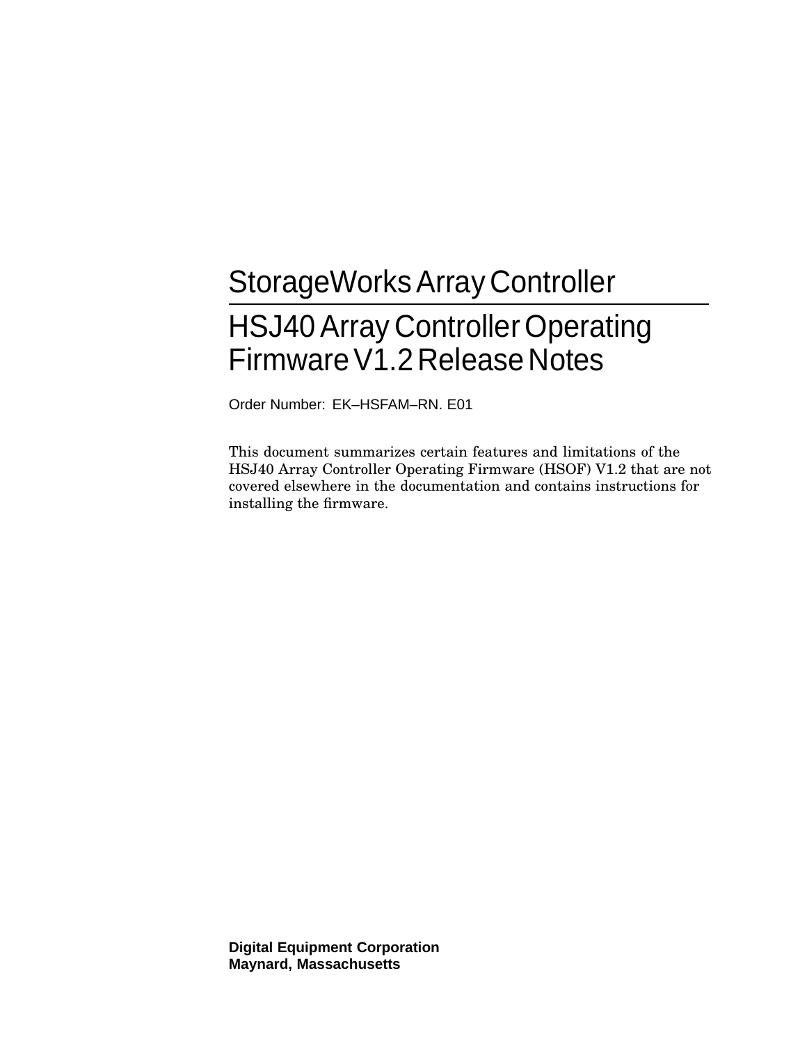# StorageWorks Array Controller

# HSJ40 Array Controller Operating Firmware V1.2 Release Notes

Order Number: EK–HSFAM–RN. E01

This document summarizes certain features and limitations of the HSJ40 Array Controller Operating Firmware (HSOF) V1.2 that are not covered elsewhere in the documentation and contains instructions for installing the firmware.

**Digital Equipment Corporation**
**Maynard, Massachusetts**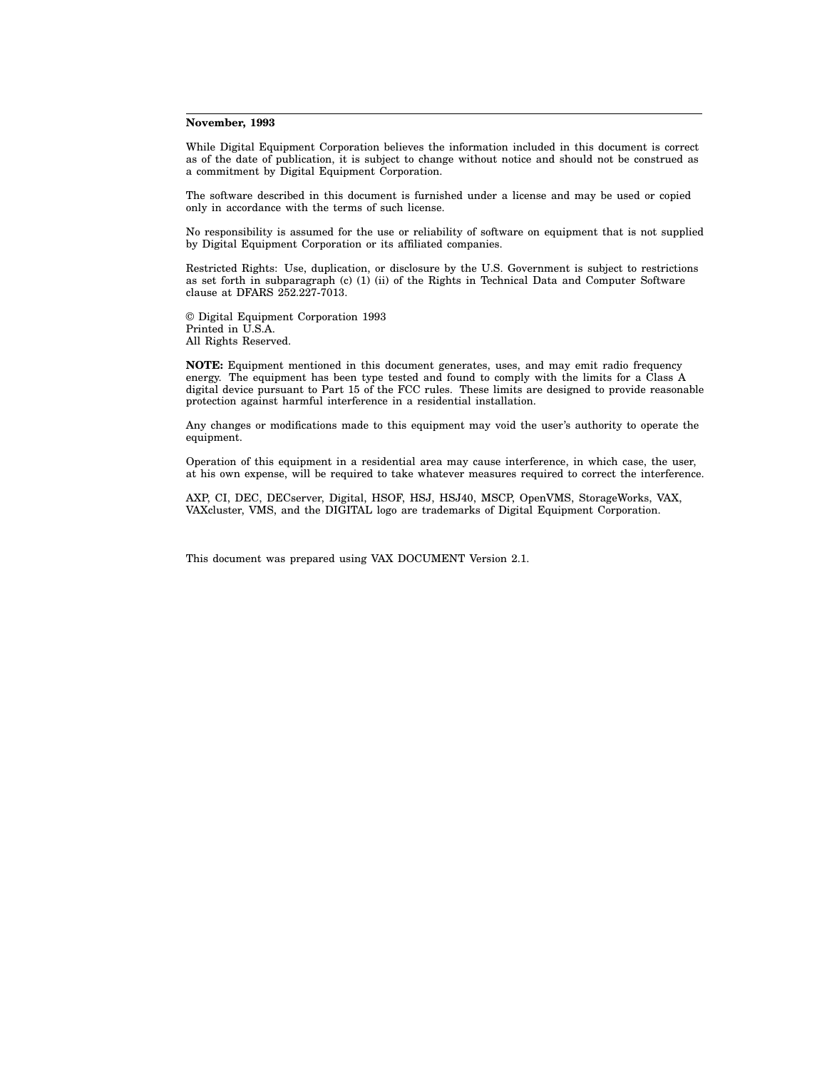**November, 1993**

While Digital Equipment Corporation believes the information included in this document is correct as of the date of publication, it is subject to change without notice and should not be construed as a commitment by Digital Equipment Corporation.

The software described in this document is furnished under a license and may be used or copied only in accordance with the terms of such license.

No responsibility is assumed for the use or reliability of software on equipment that is not supplied by Digital Equipment Corporation or its affiliated companies.

Restricted Rights: Use, duplication, or disclosure by the U.S. Government is subject to restrictions as set forth in subparagraph (c) (1) (ii) of the Rights in Technical Data and Computer Software clause at DFARS 252.227-7013.

© Digital Equipment Corporation 1993
Printed in U.S.A.
All Rights Reserved.

**NOTE:** Equipment mentioned in this document generates, uses, and may emit radio frequency energy. The equipment has been type tested and found to comply with the limits for a Class A digital device pursuant to Part 15 of the FCC rules. These limits are designed to provide reasonable protection against harmful interference in a residential installation.

Any changes or modifications made to this equipment may void the user's authority to operate the equipment.

Operation of this equipment in a residential area may cause interference, in which case, the user, at his own expense, will be required to take whatever measures required to correct the interference.

AXP, CI, DEC, DECserver, Digital, HSOF, HSJ, HSJ40, MSCP, OpenVMS, StorageWorks, VAX, VAXcluster, VMS, and the DIGITAL logo are trademarks of Digital Equipment Corporation.

This document was prepared using VAX DOCUMENT Version 2.1.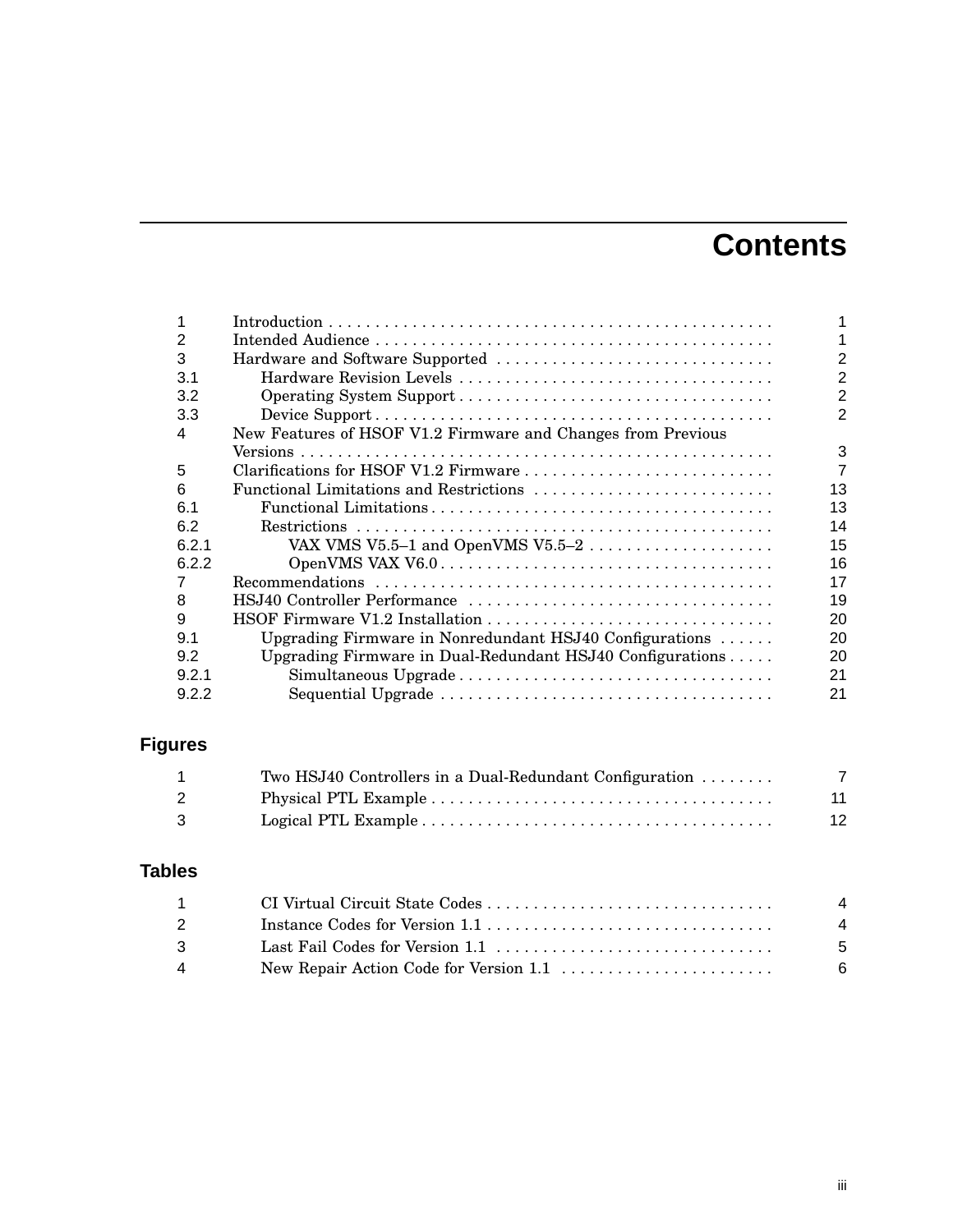# Contents

| | | |
|---|---|---|
| 1 | Introduction | 1 |
| 2 | Intended Audience | 1 |
| 3 | Hardware and Software Supported | 2 |
| 3.1 | Hardware Revision Levels | 2 |
| 3.2 | Operating System Support | 2 |
| 3.3 | Device Support | 2 |
| 4 | New Features of HSOF V1.2 Firmware and Changes from Previous Versions | 3 |
| 5 | Clarifications for HSOF V1.2 Firmware | 7 |
| 6 | Functional Limitations and Restrictions | 13 |
| 6.1 | Functional Limitations | 13 |
| 6.2 | Restrictions | 14 |
| 6.2.1 | VAX VMS V5.5–1 and OpenVMS V5.5–2 | 15 |
| 6.2.2 | OpenVMS VAX V6.0 | 16 |
| 7 | Recommendations | 17 |
| 8 | HSJ40 Controller Performance | 19 |
| 9 | HSOF Firmware V1.2 Installation | 20 |
| 9.1 | Upgrading Firmware in Nonredundant HSJ40 Configurations | 20 |
| 9.2 | Upgrading Firmware in Dual-Redundant HSJ40 Configurations | 20 |
| 9.2.1 | Simultaneous Upgrade | 21 |
| 9.2.2 | Sequential Upgrade | 21 |

## Figures

| | | |
|---|---|---|
| 1 | Two HSJ40 Controllers in a Dual-Redundant Configuration | 7 |
| 2 | Physical PTL Example | 11 |
| 3 | Logical PTL Example | 12 |

## Tables

| | | |
|---|---|---|
| 1 | CI Virtual Circuit State Codes | 4 |
| 2 | Instance Codes for Version 1.1 | 4 |
| 3 | Last Fail Codes for Version 1.1 | 5 |
| 4 | New Repair Action Code for Version 1.1 | 6 |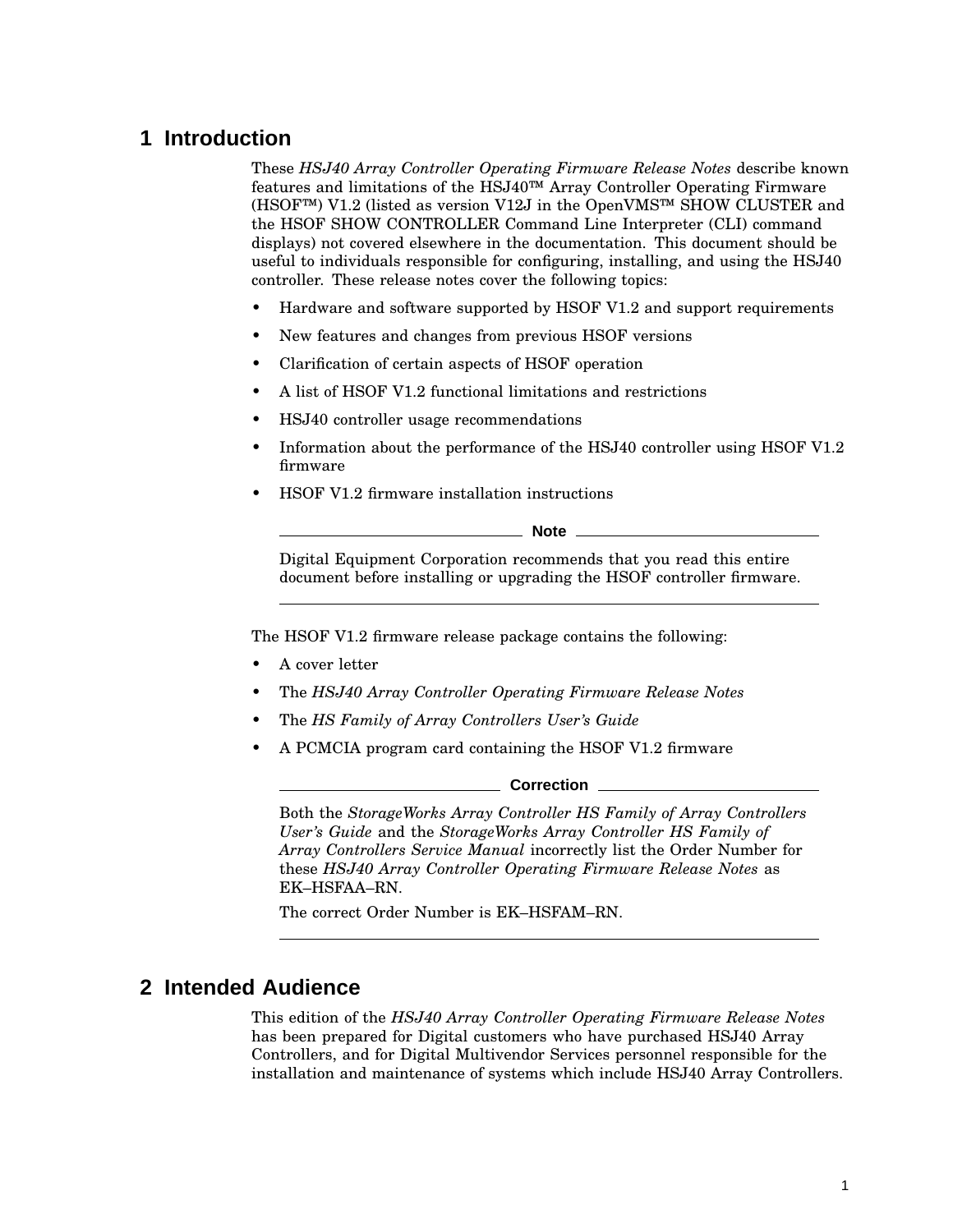# 1 Introduction

These *HSJ40 Array Controller Operating Firmware Release Notes* describe known features and limitations of the HSJ40™ Array Controller Operating Firmware (HSOF™) V1.2 (listed as version V12J in the OpenVMS™ SHOW CLUSTER and the HSOF SHOW CONTROLLER Command Line Interpreter (CLI) command displays) not covered elsewhere in the documentation. This document should be useful to individuals responsible for configuring, installing, and using the HSJ40 controller. These release notes cover the following topics:

- Hardware and software supported by HSOF V1.2 and support requirements
- New features and changes from previous HSOF versions
- Clarification of certain aspects of HSOF operation
- A list of HSOF V1.2 functional limitations and restrictions
- HSJ40 controller usage recommendations
- Information about the performance of the HSJ40 controller using HSOF V1.2 firmware
- HSOF V1.2 firmware installation instructions

**Note**

Digital Equipment Corporation recommends that you read this entire document before installing or upgrading the HSOF controller firmware.

The HSOF V1.2 firmware release package contains the following:

- A cover letter
- The *HSJ40 Array Controller Operating Firmware Release Notes*
- The *HS Family of Array Controllers User's Guide*
- A PCMCIA program card containing the HSOF V1.2 firmware

**Correction**

Both the *StorageWorks Array Controller HS Family of Array Controllers User's Guide* and the *StorageWorks Array Controller HS Family of Array Controllers Service Manual* incorrectly list the Order Number for these *HSJ40 Array Controller Operating Firmware Release Notes* as EK–HSFAA–RN.

The correct Order Number is EK–HSFAM–RN.

# 2 Intended Audience

This edition of the *HSJ40 Array Controller Operating Firmware Release Notes* has been prepared for Digital customers who have purchased HSJ40 Array Controllers, and for Digital Multivendor Services personnel responsible for the installation and maintenance of systems which include HSJ40 Array Controllers.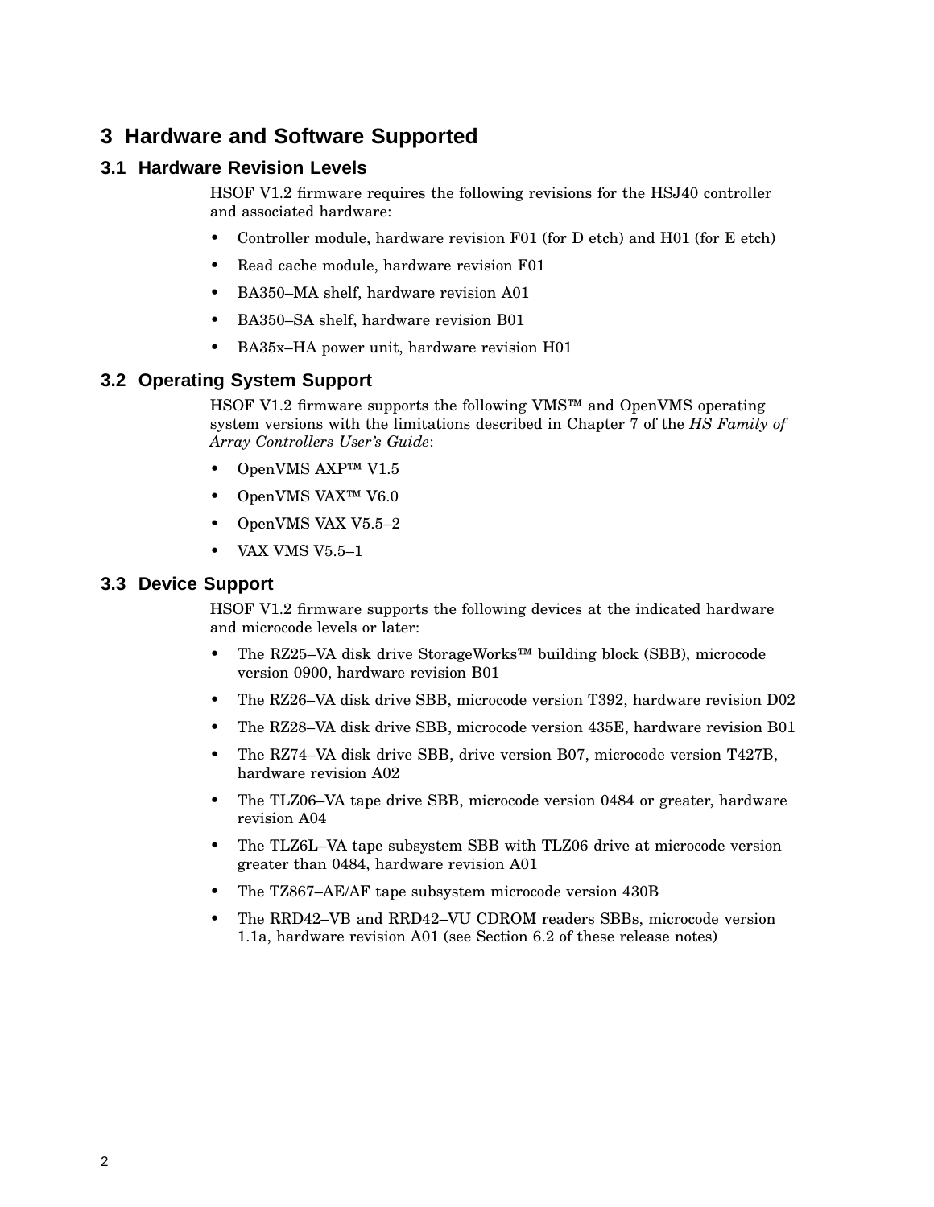# 3 Hardware and Software Supported

## 3.1 Hardware Revision Levels

HSOF V1.2 firmware requires the following revisions for the HSJ40 controller and associated hardware:

- Controller module, hardware revision F01 (for D etch) and H01 (for E etch)
- Read cache module, hardware revision F01
- BA350–MA shelf, hardware revision A01
- BA350–SA shelf, hardware revision B01
- BA35x–HA power unit, hardware revision H01

## 3.2 Operating System Support

HSOF V1.2 firmware supports the following VMS™ and OpenVMS operating system versions with the limitations described in Chapter 7 of the *HS Family of Array Controllers User's Guide*:

- OpenVMS AXP™ V1.5
- OpenVMS VAX™ V6.0
- OpenVMS VAX V5.5–2
- VAX VMS V5.5–1

## 3.3 Device Support

HSOF V1.2 firmware supports the following devices at the indicated hardware and microcode levels or later:

- The RZ25–VA disk drive StorageWorks™ building block (SBB), microcode version 0900, hardware revision B01
- The RZ26–VA disk drive SBB, microcode version T392, hardware revision D02
- The RZ28–VA disk drive SBB, microcode version 435E, hardware revision B01
- The RZ74–VA disk drive SBB, drive version B07, microcode version T427B, hardware revision A02
- The TLZ06–VA tape drive SBB, microcode version 0484 or greater, hardware revision A04
- The TLZ6L–VA tape subsystem SBB with TLZ06 drive at microcode version greater than 0484, hardware revision A01
- The TZ867–AE/AF tape subsystem microcode version 430B
- The RRD42–VB and RRD42–VU CDROM readers SBBs, microcode version 1.1a, hardware revision A01 (see Section 6.2 of these release notes)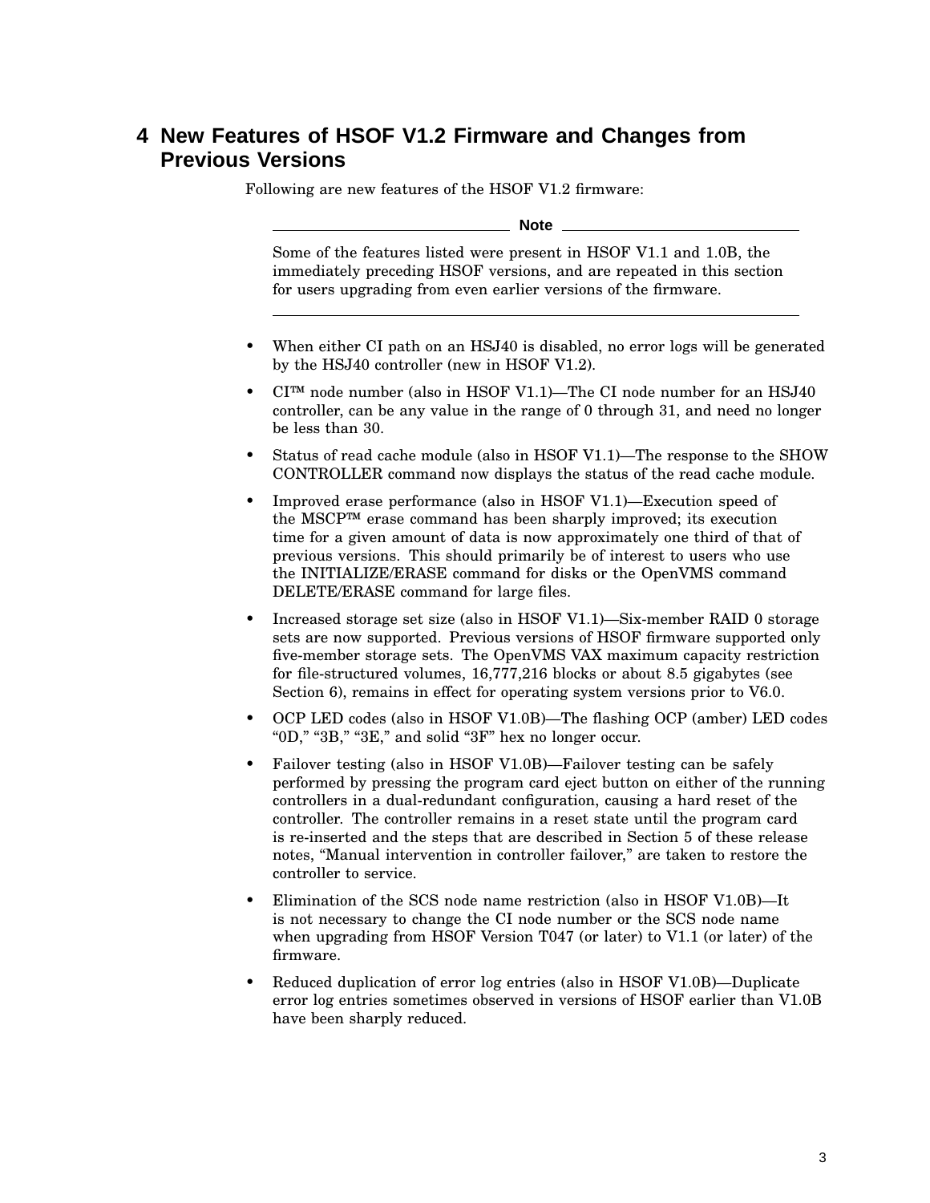# 4 New Features of HSOF V1.2 Firmware and Changes from Previous Versions

Following are new features of the HSOF V1.2 firmware:

---

**Note**

Some of the features listed were present in HSOF V1.1 and 1.0B, the immediately preceding HSOF versions, and are repeated in this section for users upgrading from even earlier versions of the firmware.

---

- When either CI path on an HSJ40 is disabled, no error logs will be generated by the HSJ40 controller (new in HSOF V1.2).
- CI™ node number (also in HSOF V1.1)—The CI node number for an HSJ40 controller, can be any value in the range of 0 through 31, and need no longer be less than 30.
- Status of read cache module (also in HSOF V1.1)—The response to the SHOW CONTROLLER command now displays the status of the read cache module.
- Improved erase performance (also in HSOF V1.1)—Execution speed of the MSCP™ erase command has been sharply improved; its execution time for a given amount of data is now approximately one third of that of previous versions. This should primarily be of interest to users who use the INITIALIZE/ERASE command for disks or the OpenVMS command DELETE/ERASE command for large files.
- Increased storage set size (also in HSOF V1.1)—Six-member RAID 0 storage sets are now supported. Previous versions of HSOF firmware supported only five-member storage sets. The OpenVMS VAX maximum capacity restriction for file-structured volumes, 16,777,216 blocks or about 8.5 gigabytes (see Section 6), remains in effect for operating system versions prior to V6.0.
- OCP LED codes (also in HSOF V1.0B)—The flashing OCP (amber) LED codes "0D," "3B," "3E," and solid "3F" hex no longer occur.
- Failover testing (also in HSOF V1.0B)—Failover testing can be safely performed by pressing the program card eject button on either of the running controllers in a dual-redundant configuration, causing a hard reset of the controller. The controller remains in a reset state until the program card is re-inserted and the steps that are described in Section 5 of these release notes, "Manual intervention in controller failover," are taken to restore the controller to service.
- Elimination of the SCS node name restriction (also in HSOF V1.0B)—It is not necessary to change the CI node number or the SCS node name when upgrading from HSOF Version T047 (or later) to V1.1 (or later) of the firmware.
- Reduced duplication of error log entries (also in HSOF V1.0B)—Duplicate error log entries sometimes observed in versions of HSOF earlier than V1.0B have been sharply reduced.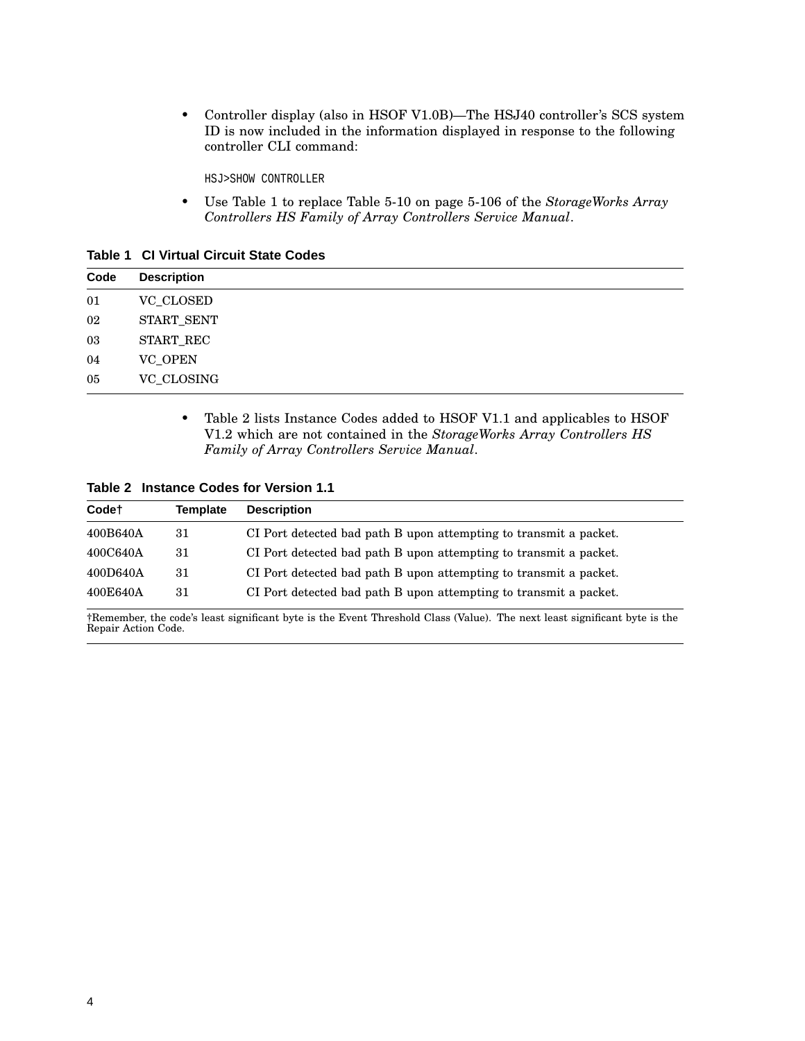- Controller display (also in HSOF V1.0B)—The HSJ40 controller's SCS system ID is now included in the information displayed in response to the following controller CLI command:

```
HSJ>SHOW CONTROLLER
```

- Use Table 1 to replace Table 5-10 on page 5-106 of the *StorageWorks Array Controllers HS Family of Array Controllers Service Manual*.

**Table 1 CI Virtual Circuit State Codes**

| Code | Description |
|---|---|
| 01 | VC_CLOSED |
| 02 | START_SENT |
| 03 | START_REC |
| 04 | VC_OPEN |
| 05 | VC_CLOSING |

- Table 2 lists Instance Codes added to HSOF V1.1 and applicables to HSOF V1.2 which are not contained in the *StorageWorks Array Controllers HS Family of Array Controllers Service Manual*.

**Table 2 Instance Codes for Version 1.1**

| Code† | Template | Description |
|---|---|---|
| 400B640A | 31 | CI Port detected bad path B upon attempting to transmit a packet. |
| 400C640A | 31 | CI Port detected bad path B upon attempting to transmit a packet. |
| 400D640A | 31 | CI Port detected bad path B upon attempting to transmit a packet. |
| 400E640A | 31 | CI Port detected bad path B upon attempting to transmit a packet. |

†Remember, the code's least significant byte is the Event Threshold Class (Value). The next least significant byte is the Repair Action Code.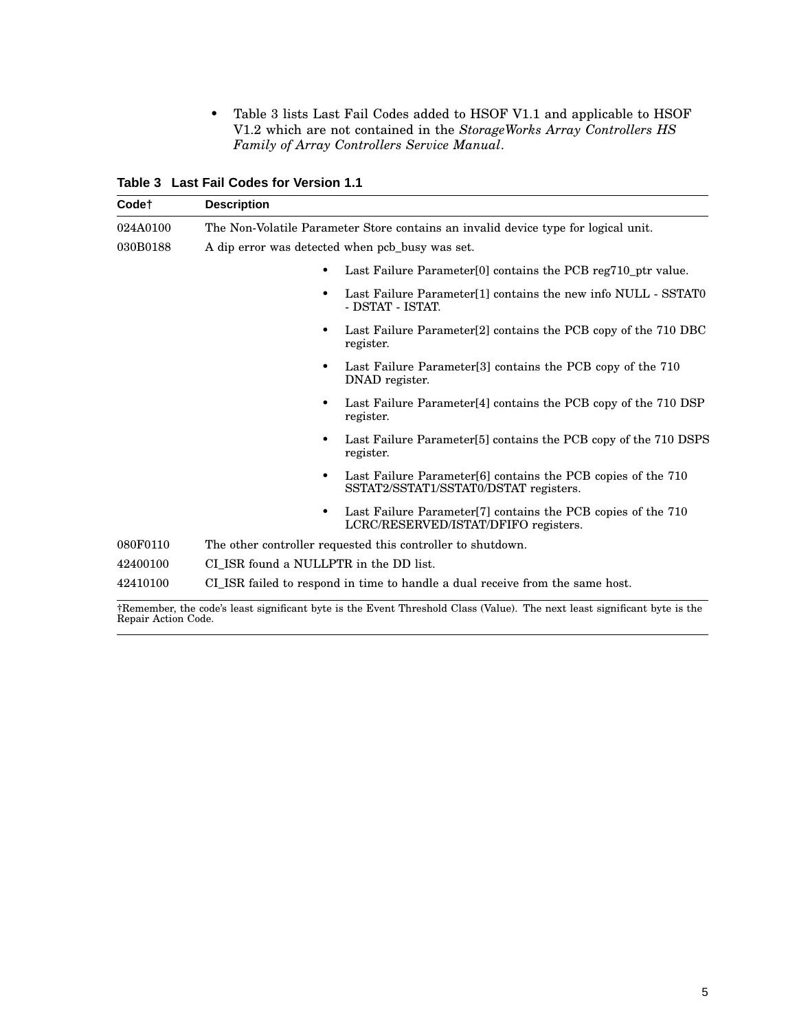- Table 3 lists Last Fail Codes added to HSOF V1.1 and applicable to HSOF V1.2 which are not contained in the *StorageWorks Array Controllers HS Family of Array Controllers Service Manual*.

**Table 3 Last Fail Codes for Version 1.1**

| Code† | Description |
|---|---|
| 024A0100 | The Non-Volatile Parameter Store contains an invalid device type for logical unit. |
| 030B0188 | A dip error was detected when pcb_busy was set.<br>• Last Failure Parameter[0] contains the PCB reg710_ptr value.<br>• Last Failure Parameter[1] contains the new info NULL - SSTAT0 - DSTAT - ISTAT.<br>• Last Failure Parameter[2] contains the PCB copy of the 710 DBC register.<br>• Last Failure Parameter[3] contains the PCB copy of the 710 DNAD register.<br>• Last Failure Parameter[4] contains the PCB copy of the 710 DSP register.<br>• Last Failure Parameter[5] contains the PCB copy of the 710 DSPS register.<br>• Last Failure Parameter[6] contains the PCB copies of the 710 SSTAT2/SSTAT1/SSTAT0/DSTAT registers.<br>• Last Failure Parameter[7] contains the PCB copies of the 710 LCRC/RESERVED/ISTAT/DFIFO registers. |
| 080F0110 | The other controller requested this controller to shutdown. |
| 42400100 | CI_ISR found a NULLPTR in the DD list. |
| 42410100 | CI_ISR failed to respond in time to handle a dual receive from the same host. |

†Remember, the code's least significant byte is the Event Threshold Class (Value). The next least significant byte is the Repair Action Code.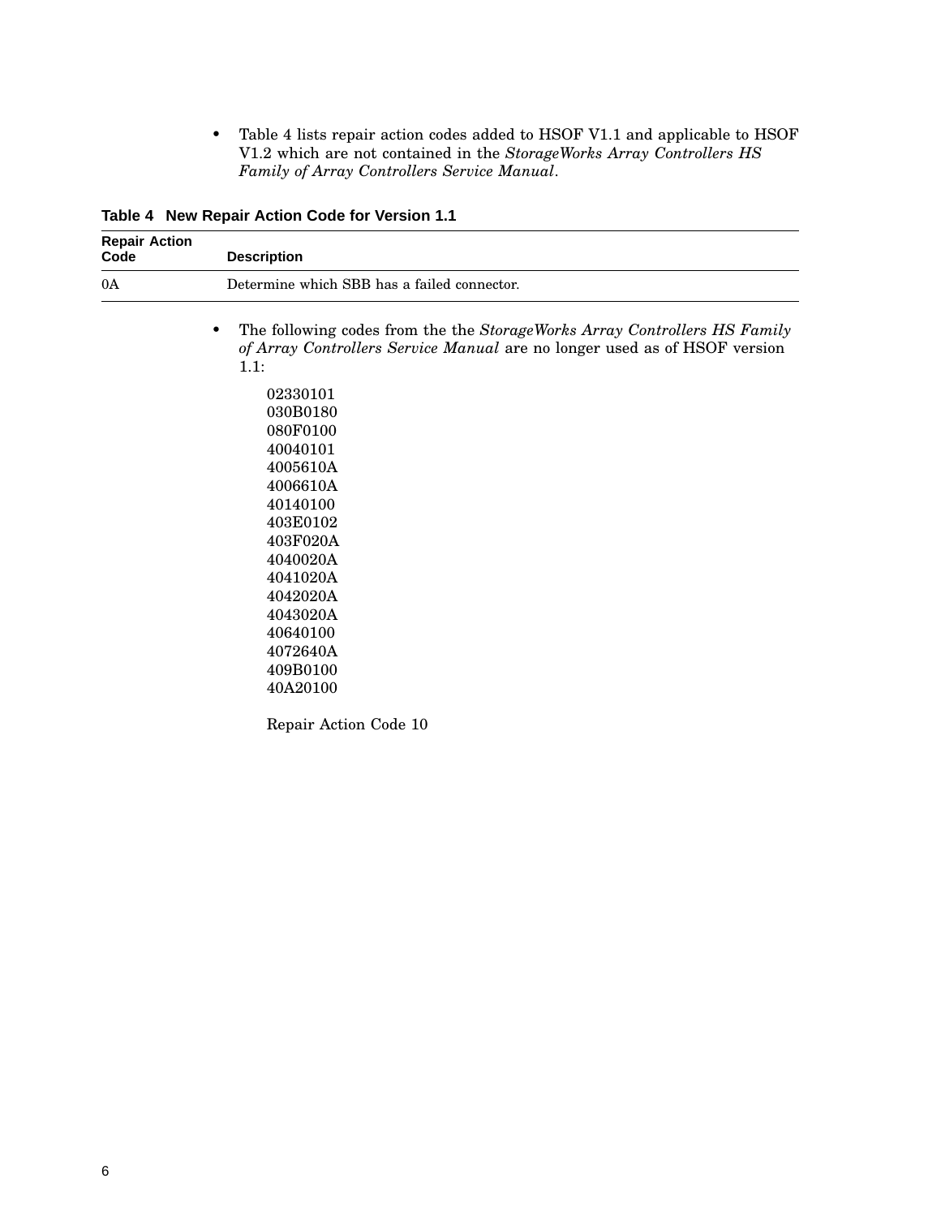- Table 4 lists repair action codes added to HSOF V1.1 and applicable to HSOF V1.2 which are not contained in the *StorageWorks Array Controllers HS Family of Array Controllers Service Manual*.

**Table 4 New Repair Action Code for Version 1.1**

| Repair Action Code | Description |
|---|---|
| 0A | Determine which SBB has a failed connector. |

- The following codes from the the *StorageWorks Array Controllers HS Family of Array Controllers Service Manual* are no longer used as of HSOF version 1.1:

  02330101
  030B0180
  080F0100
  40040101
  4005610A
  4006610A
  40140100
  403E0102
  403F020A
  4040020A
  4041020A
  4042020A
  4043020A
  40640100
  4072640A
  409B0100
  40A20100

  Repair Action Code 10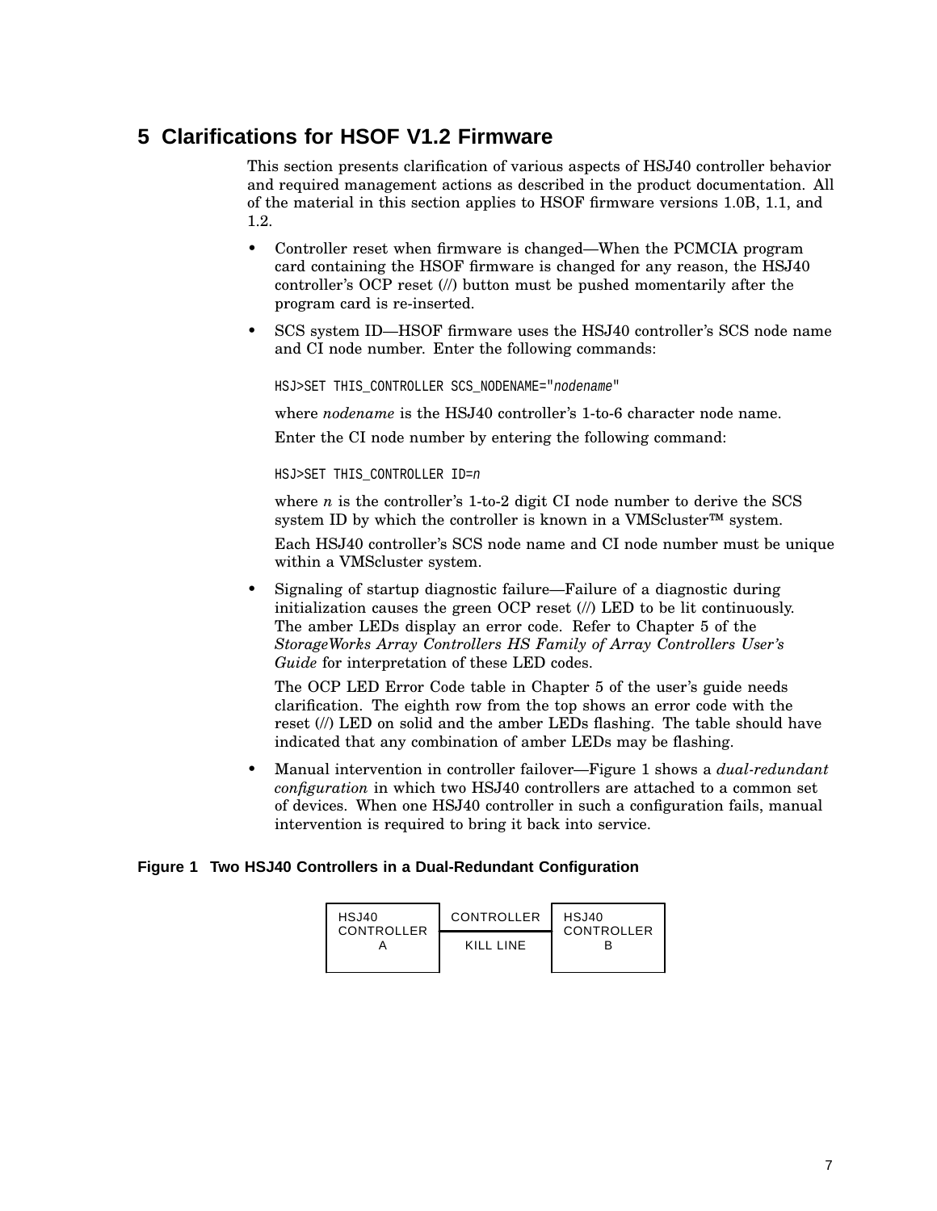## 5 Clarifications for HSOF V1.2 Firmware

This section presents clarification of various aspects of HSJ40 controller behavior and required management actions as described in the product documentation. All of the material in this section applies to HSOF firmware versions 1.0B, 1.1, and 1.2.

- Controller reset when firmware is changed—When the PCMCIA program card containing the HSOF firmware is changed for any reason, the HSJ40 controller's OCP reset (//) button must be pushed momentarily after the program card is re-inserted.
- SCS system ID—HSOF firmware uses the HSJ40 controller's SCS node name and CI node number. Enter the following commands:

  ```
  HSJ>SET THIS_CONTROLLER SCS_NODENAME="nodename"
  ```

  where *nodename* is the HSJ40 controller's 1-to-6 character node name.

  Enter the CI node number by entering the following command:

  ```
  HSJ>SET THIS_CONTROLLER ID=n
  ```

  where *n* is the controller's 1-to-2 digit CI node number to derive the SCS system ID by which the controller is known in a VMScluster™ system.

  Each HSJ40 controller's SCS node name and CI node number must be unique within a VMScluster system.
- Signaling of startup diagnostic failure—Failure of a diagnostic during initialization causes the green OCP reset (//) LED to be lit continuously. The amber LEDs display an error code. Refer to Chapter 5 of the *StorageWorks Array Controllers HS Family of Array Controllers User's Guide* for interpretation of these LED codes.

  The OCP LED Error Code table in Chapter 5 of the user's guide needs clarification. The eighth row from the top shows an error code with the reset (//) LED on solid and the amber LEDs flashing. The table should have indicated that any combination of amber LEDs may be flashing.
- Manual intervention in controller failover—Figure 1 shows a *dual-redundant configuration* in which two HSJ40 controllers are attached to a common set of devices. When one HSJ40 controller in such a configuration fails, manual intervention is required to bring it back into service.

**Figure 1 Two HSJ40 Controllers in a Dual-Redundant Configuration**

| HSJ40 CONTROLLER A | CONTROLLER KILL LINE | HSJ40 CONTROLLER B |
|---|---|---|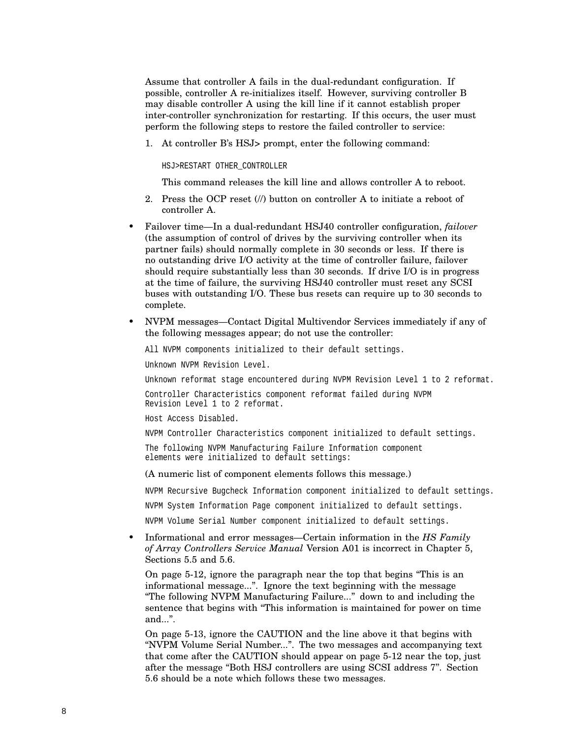Assume that controller A fails in the dual-redundant configuration. If possible, controller A re-initializes itself. However, surviving controller B may disable controller A using the kill line if it cannot establish proper inter-controller synchronization for restarting. If this occurs, the user must perform the following steps to restore the failed controller to service:

1. At controller B's HSJ> prompt, enter the following command:

   ```
   HSJ>RESTART OTHER_CONTROLLER
   ```

   This command releases the kill line and allows controller A to reboot.

2. Press the OCP reset (//) button on controller A to initiate a reboot of controller A.

- Failover time—In a dual-redundant HSJ40 controller configuration, *failover* (the assumption of control of drives by the surviving controller when its partner fails) should normally complete in 30 seconds or less. If there is no outstanding drive I/O activity at the time of controller failure, failover should require substantially less than 30 seconds. If drive I/O is in progress at the time of failure, the surviving HSJ40 controller must reset any SCSI buses with outstanding I/O. These bus resets can require up to 30 seconds to complete.

- NVPM messages—Contact Digital Multivendor Services immediately if any of the following messages appear; do not use the controller:

  ```
  All NVPM components initialized to their default settings.
  ```

  ```
  Unknown NVPM Revision Level.
  ```

  ```
  Unknown reformat stage encountered during NVPM Revision Level 1 to 2 reformat.
  ```

  ```
  Controller Characteristics component reformat failed during NVPM
  Revision Level 1 to 2 reformat.
  ```

  ```
  Host Access Disabled.
  ```

  ```
  NVPM Controller Characteristics component initialized to default settings.
  ```

  ```
  The following NVPM Manufacturing Failure Information component
  elements were initialized to default settings:
  ```

  (A numeric list of component elements follows this message.)

  ```
  NVPM Recursive Bugcheck Information component initialized to default settings.
  ```

  ```
  NVPM System Information Page component initialized to default settings.
  ```

  ```
  NVPM Volume Serial Number component initialized to default settings.
  ```

- Informational and error messages—Certain information in the *HS Family of Array Controllers Service Manual* Version A01 is incorrect in Chapter 5, Sections 5.5 and 5.6.

  On page 5-12, ignore the paragraph near the top that begins "This is an informational message...". Ignore the text beginning with the message "The following NVPM Manufacturing Failure..." down to and including the sentence that begins with "This information is maintained for power on time and...".

  On page 5-13, ignore the CAUTION and the line above it that begins with "NVPM Volume Serial Number...". The two messages and accompanying text that come after the CAUTION should appear on page 5-12 near the top, just after the message "Both HSJ controllers are using SCSI address 7". Section 5.6 should be a note which follows these two messages.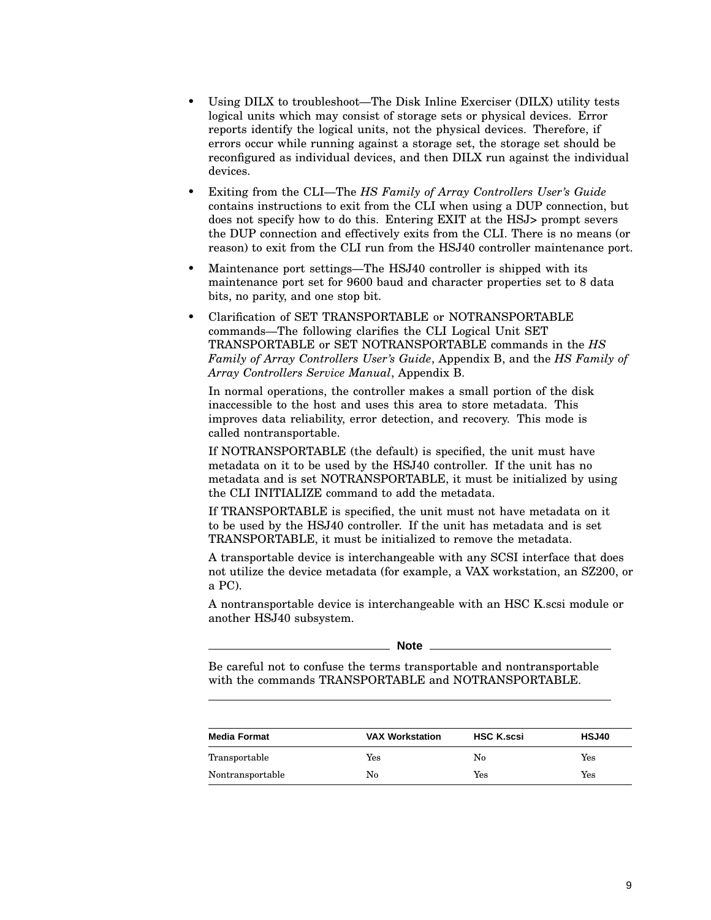- Using DILX to troubleshoot—The Disk Inline Exerciser (DILX) utility tests logical units which may consist of storage sets or physical devices. Error reports identify the logical units, not the physical devices. Therefore, if errors occur while running against a storage set, the storage set should be reconfigured as individual devices, and then DILX run against the individual devices.
- Exiting from the CLI—The *HS Family of Array Controllers User's Guide* contains instructions to exit from the CLI when using a DUP connection, but does not specify how to do this. Entering EXIT at the HSJ> prompt severs the DUP connection and effectively exits from the CLI. There is no means (or reason) to exit from the CLI run from the HSJ40 controller maintenance port.
- Maintenance port settings—The HSJ40 controller is shipped with its maintenance port set for 9600 baud and character properties set to 8 data bits, no parity, and one stop bit.
- Clarification of SET TRANSPORTABLE or NOTRANSPORTABLE commands—The following clarifies the CLI Logical Unit SET TRANSPORTABLE or SET NOTRANSPORTABLE commands in the *HS Family of Array Controllers User's Guide*, Appendix B, and the *HS Family of Array Controllers Service Manual*, Appendix B.

  In normal operations, the controller makes a small portion of the disk inaccessible to the host and uses this area to store metadata. This improves data reliability, error detection, and recovery. This mode is called nontransportable.

  If NOTRANSPORTABLE (the default) is specified, the unit must have metadata on it to be used by the HSJ40 controller. If the unit has no metadata and is set NOTRANSPORTABLE, it must be initialized by using the CLI INITIALIZE command to add the metadata.

  If TRANSPORTABLE is specified, the unit must not have metadata on it to be used by the HSJ40 controller. If the unit has metadata and is set TRANSPORTABLE, it must be initialized to remove the metadata.

  A transportable device is interchangeable with any SCSI interface that does not utilize the device metadata (for example, a VAX workstation, an SZ200, or a PC).

  A nontransportable device is interchangeable with an HSC K.scsi module or another HSJ40 subsystem.

  **Note**

  Be careful not to confuse the terms transportable and nontransportable with the commands TRANSPORTABLE and NOTRANSPORTABLE.

| Media Format | VAX Workstation | HSC K.scsi | HSJ40 |
|---|---|---|---|
| Transportable | Yes | No | Yes |
| Nontransportable | No | Yes | Yes |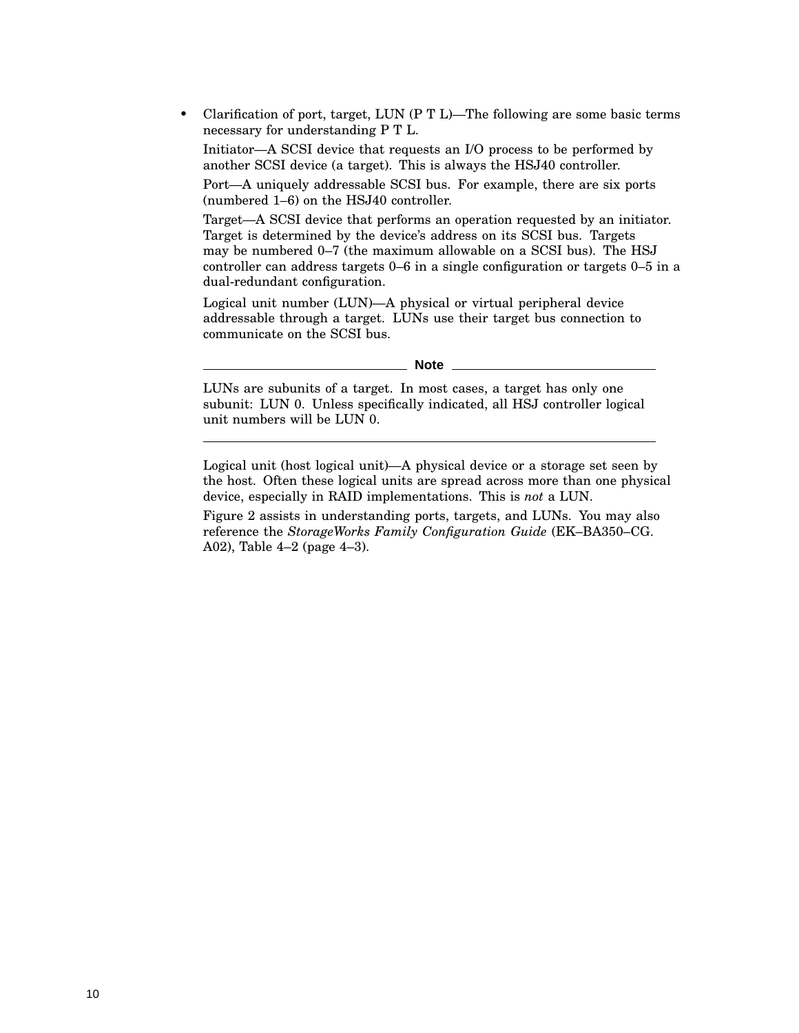- Clarification of port, target, LUN (P T L)—The following are some basic terms necessary for understanding P T L.

  Initiator—A SCSI device that requests an I/O process to be performed by another SCSI device (a target). This is always the HSJ40 controller.

  Port—A uniquely addressable SCSI bus. For example, there are six ports (numbered 1–6) on the HSJ40 controller.

  Target—A SCSI device that performs an operation requested by an initiator. Target is determined by the device's address on its SCSI bus. Targets may be numbered 0–7 (the maximum allowable on a SCSI bus). The HSJ controller can address targets 0–6 in a single configuration or targets 0–5 in a dual-redundant configuration.

  Logical unit number (LUN)—A physical or virtual peripheral device addressable through a target. LUNs use their target bus connection to communicate on the SCSI bus.

  **Note**

  LUNs are subunits of a target. In most cases, a target has only one subunit: LUN 0. Unless specifically indicated, all HSJ controller logical unit numbers will be LUN 0.

  Logical unit (host logical unit)—A physical device or a storage set seen by the host. Often these logical units are spread across more than one physical device, especially in RAID implementations. This is *not* a LUN.

  Figure 2 assists in understanding ports, targets, and LUNs. You may also reference the *StorageWorks Family Configuration Guide* (EK–BA350–CG. A02), Table 4–2 (page 4–3).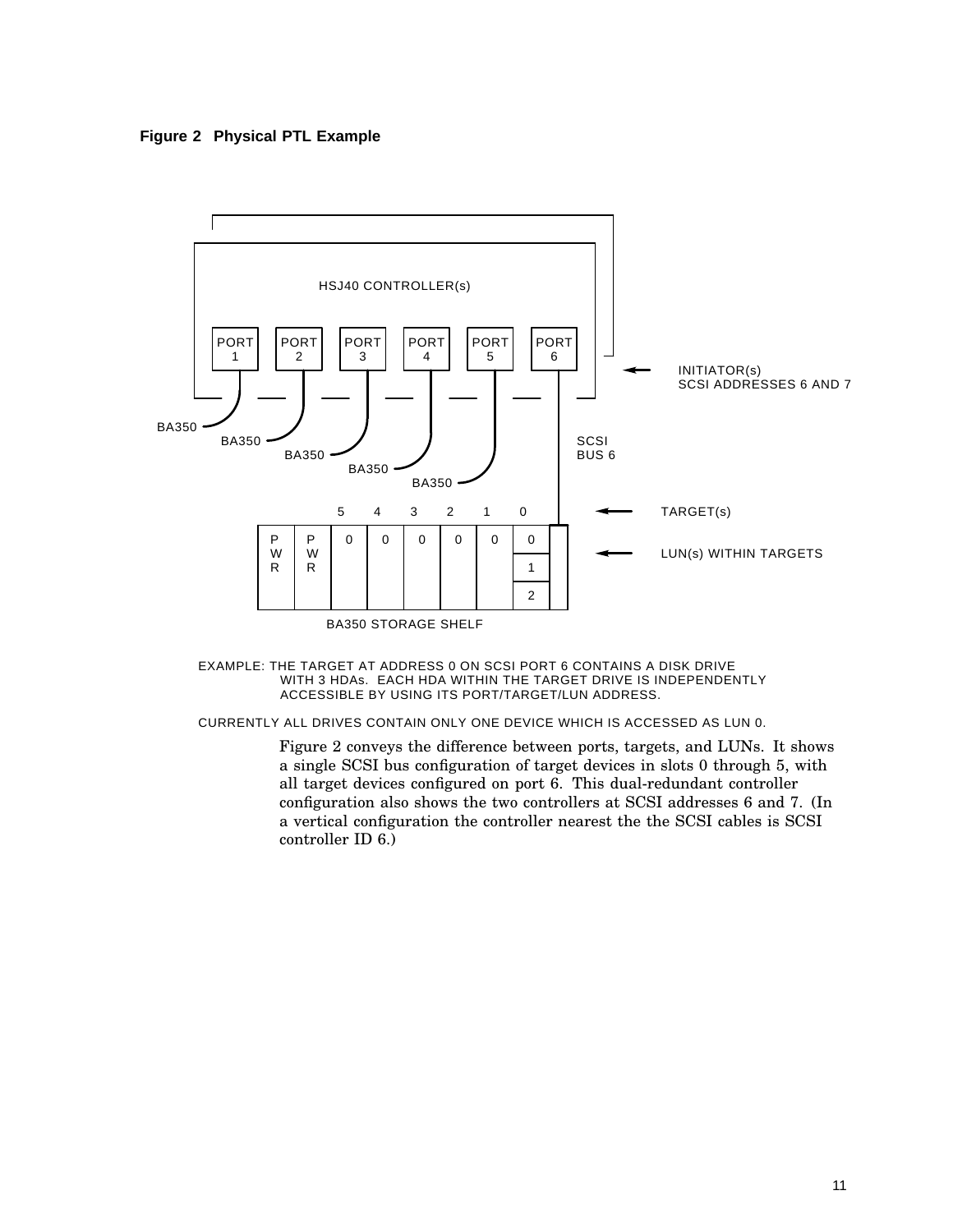**Figure 2 Physical PTL Example**

HSJ40 CONTROLLER(s)

PORT 1 PORT 2 PORT 3 PORT 4 PORT 5 PORT 6

INITIATOR(s)
SCSI ADDRESSES 6 AND 7

BA350 BA350 BA350 BA350 BA350

SCSI
BUS 6

5 4 3 2 1 0 TARGET(s)

LUN(s) WITHIN TARGETS

BA350 STORAGE SHELF

EXAMPLE: THE TARGET AT ADDRESS 0 ON SCSI PORT 6 CONTAINS A DISK DRIVE WITH 3 HDAs. EACH HDA WITHIN THE TARGET DRIVE IS INDEPENDENTLY ACCESSIBLE BY USING ITS PORT/TARGET/LUN ADDRESS.

CURRENTLY ALL DRIVES CONTAIN ONLY ONE DEVICE WHICH IS ACCESSED AS LUN 0.

Figure 2 conveys the difference between ports, targets, and LUNs. It shows a single SCSI bus configuration of target devices in slots 0 through 5, with all target devices configured on port 6. This dual-redundant controller configuration also shows the two controllers at SCSI addresses 6 and 7. (In a vertical configuration the controller nearest the the SCSI cables is SCSI controller ID 6.)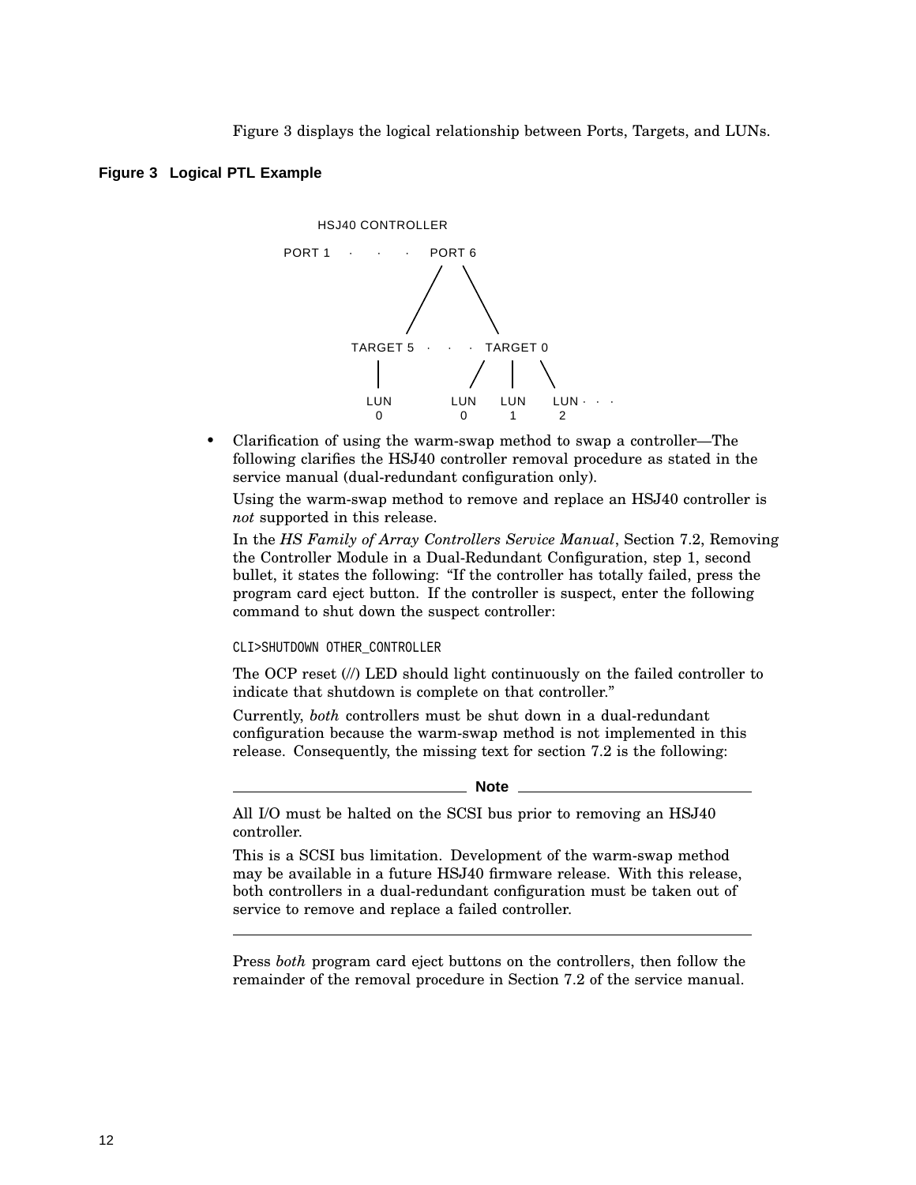Figure 3 displays the logical relationship between Ports, Targets, and LUNs.

**Figure 3 Logical PTL Example**

```
              HSJ40 CONTROLLER

         PORT 1   .    .    .   PORT 6
                               /    \
                              /      \
                             /        \
                            /          \
               TARGET 5   .    .    .   TARGET 0
                  |                    /   |   \
                  |                   /    |    \
                 LUN            LUN     LUN     LUN .  .  .
                  0              0       1       2
```

- Clarification of using the warm-swap method to swap a controller—The following clarifies the HSJ40 controller removal procedure as stated in the service manual (dual-redundant configuration only).

  Using the warm-swap method to remove and replace an HSJ40 controller is *not* supported in this release.

  In the *HS Family of Array Controllers Service Manual*, Section 7.2, Removing the Controller Module in a Dual-Redundant Configuration, step 1, second bullet, it states the following: "If the controller has totally failed, press the program card eject button. If the controller is suspect, enter the following command to shut down the suspect controller:

  ```
  CLI>SHUTDOWN OTHER_CONTROLLER
  ```

  The OCP reset (//) LED should light continuously on the failed controller to indicate that shutdown is complete on that controller."

  Currently, *both* controllers must be shut down in a dual-redundant configuration because the warm-swap method is not implemented in this release. Consequently, the missing text for section 7.2 is the following:

  ---

  **Note**

  All I/O must be halted on the SCSI bus prior to removing an HSJ40 controller.

  This is a SCSI bus limitation. Development of the warm-swap method may be available in a future HSJ40 firmware release. With this release, both controllers in a dual-redundant configuration must be taken out of service to remove and replace a failed controller.

  ---

  Press *both* program card eject buttons on the controllers, then follow the remainder of the removal procedure in Section 7.2 of the service manual.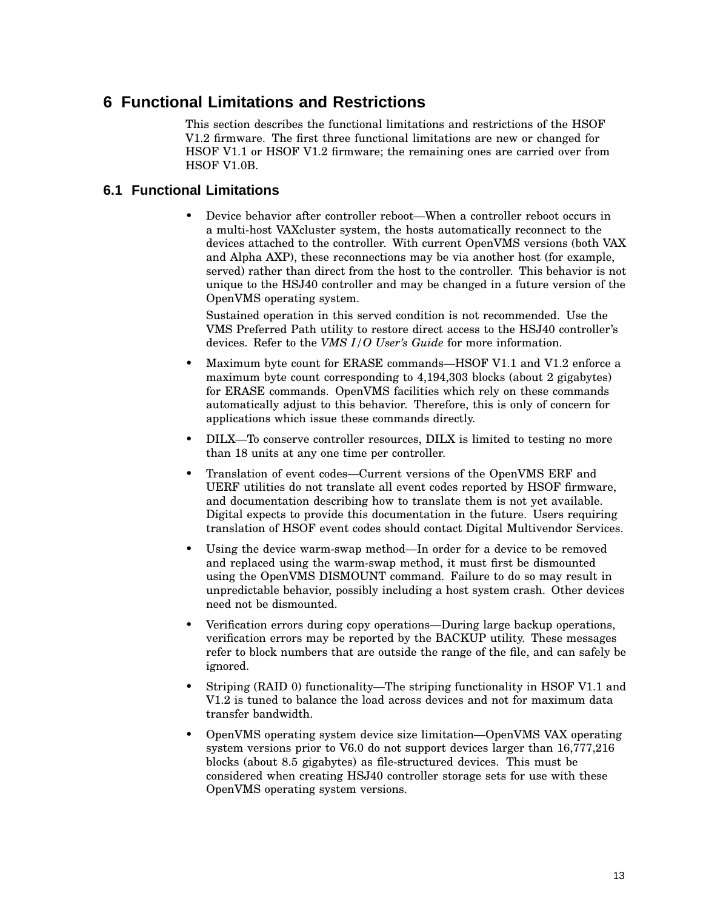# 6 Functional Limitations and Restrictions

This section describes the functional limitations and restrictions of the HSOF V1.2 firmware. The first three functional limitations are new or changed for HSOF V1.1 or HSOF V1.2 firmware; the remaining ones are carried over from HSOF V1.0B.

## 6.1 Functional Limitations

- Device behavior after controller reboot—When a controller reboot occurs in a multi-host VAXcluster system, the hosts automatically reconnect to the devices attached to the controller. With current OpenVMS versions (both VAX and Alpha AXP), these reconnections may be via another host (for example, served) rather than direct from the host to the controller. This behavior is not unique to the HSJ40 controller and may be changed in a future version of the OpenVMS operating system.

  Sustained operation in this served condition is not recommended. Use the VMS Preferred Path utility to restore direct access to the HSJ40 controller's devices. Refer to the *VMS I/O User's Guide* for more information.

- Maximum byte count for ERASE commands—HSOF V1.1 and V1.2 enforce a maximum byte count corresponding to 4,194,303 blocks (about 2 gigabytes) for ERASE commands. OpenVMS facilities which rely on these commands automatically adjust to this behavior. Therefore, this is only of concern for applications which issue these commands directly.

- DILX—To conserve controller resources, DILX is limited to testing no more than 18 units at any one time per controller.

- Translation of event codes—Current versions of the OpenVMS ERF and UERF utilities do not translate all event codes reported by HSOF firmware, and documentation describing how to translate them is not yet available. Digital expects to provide this documentation in the future. Users requiring translation of HSOF event codes should contact Digital Multivendor Services.

- Using the device warm-swap method—In order for a device to be removed and replaced using the warm-swap method, it must first be dismounted using the OpenVMS DISMOUNT command. Failure to do so may result in unpredictable behavior, possibly including a host system crash. Other devices need not be dismounted.

- Verification errors during copy operations—During large backup operations, verification errors may be reported by the BACKUP utility. These messages refer to block numbers that are outside the range of the file, and can safely be ignored.

- Striping (RAID 0) functionality—The striping functionality in HSOF V1.1 and V1.2 is tuned to balance the load across devices and not for maximum data transfer bandwidth.

- OpenVMS operating system device size limitation—OpenVMS VAX operating system versions prior to V6.0 do not support devices larger than 16,777,216 blocks (about 8.5 gigabytes) as file-structured devices. This must be considered when creating HSJ40 controller storage sets for use with these OpenVMS operating system versions.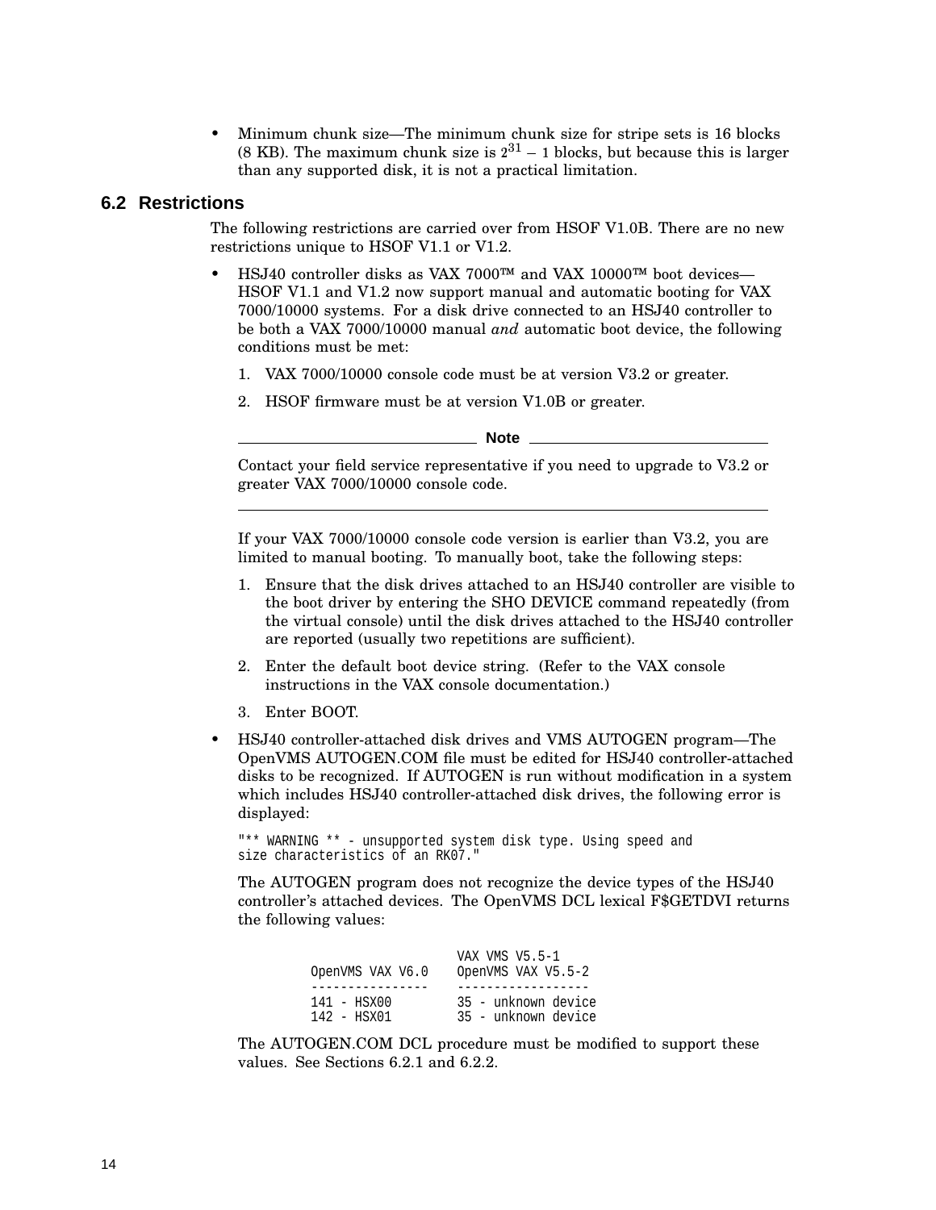- Minimum chunk size—The minimum chunk size for stripe sets is 16 blocks (8 KB). The maximum chunk size is $2^{31} - 1$ blocks, but because this is larger than any supported disk, it is not a practical limitation.

## 6.2 Restrictions

The following restrictions are carried over from HSOF V1.0B. There are no new restrictions unique to HSOF V1.1 or V1.2.

- HSJ40 controller disks as VAX 7000™ and VAX 10000™ boot devices—HSOF V1.1 and V1.2 now support manual and automatic booting for VAX 7000/10000 systems. For a disk drive connected to an HSJ40 controller to be both a VAX 7000/10000 manual *and* automatic boot device, the following conditions must be met:

  1. VAX 7000/10000 console code must be at version V3.2 or greater.
  2. HSOF firmware must be at version V1.0B or greater.

  ---

  **Note**

  Contact your field service representative if you need to upgrade to V3.2 or greater VAX 7000/10000 console code.

  ---

  If your VAX 7000/10000 console code version is earlier than V3.2, you are limited to manual booting. To manually boot, take the following steps:

  1. Ensure that the disk drives attached to an HSJ40 controller are visible to the boot driver by entering the SHO DEVICE command repeatedly (from the virtual console) until the disk drives attached to the HSJ40 controller are reported (usually two repetitions are sufficient).
  2. Enter the default boot device string. (Refer to the VAX console instructions in the VAX console documentation.)
  3. Enter BOOT.

- HSJ40 controller-attached disk drives and VMS AUTOGEN program—The OpenVMS AUTOGEN.COM file must be edited for HSJ40 controller-attached disks to be recognized. If AUTOGEN is run without modification in a system which includes HSJ40 controller-attached disk drives, the following error is displayed:

  ```
  "** WARNING ** - unsupported system disk type. Using speed and
  size characteristics of an RK07."
  ```

  The AUTOGEN program does not recognize the device types of the HSJ40 controller's attached devices. The OpenVMS DCL lexical F$GETDVI returns the following values:

  ```
                       VAX VMS V5.5-1
  OpenVMS VAX V6.0     OpenVMS VAX V5.5-2
  ----------------     ------------------
  141 - HSX00          35 - unknown device
  142 - HSX01          35 - unknown device
  ```

  The AUTOGEN.COM DCL procedure must be modified to support these values. See Sections 6.2.1 and 6.2.2.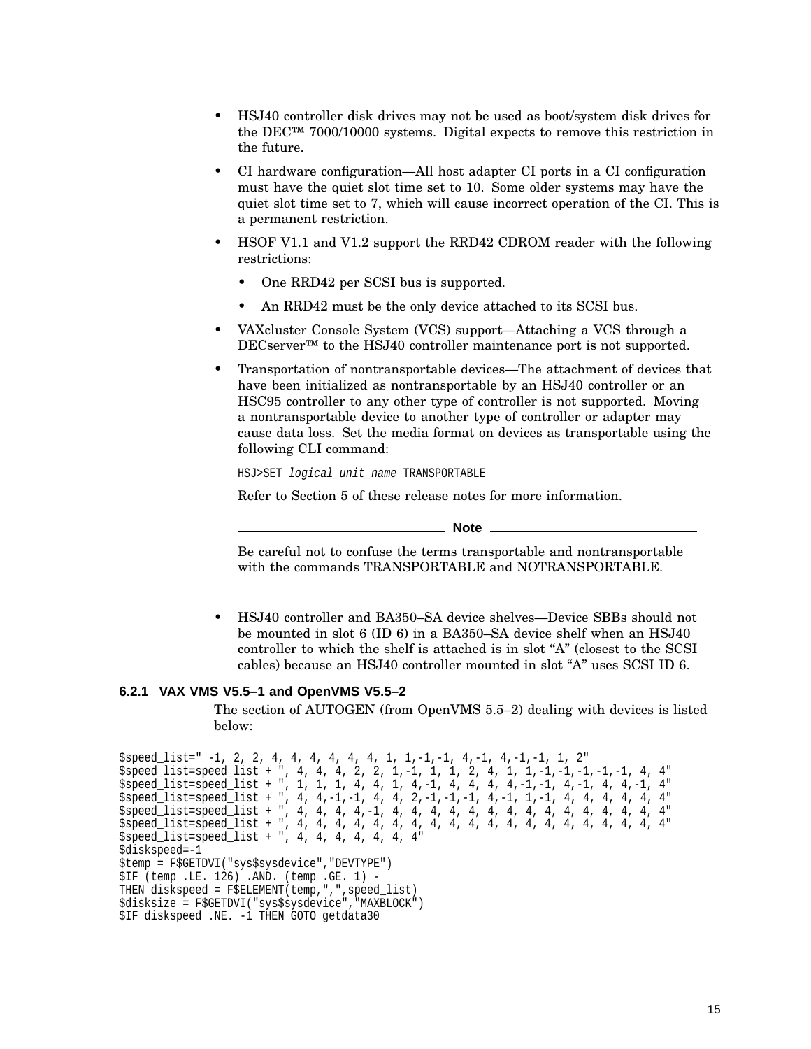- HSJ40 controller disk drives may not be used as boot/system disk drives for the DEC™ 7000/10000 systems. Digital expects to remove this restriction in the future.
- CI hardware configuration—All host adapter CI ports in a CI configuration must have the quiet slot time set to 10. Some older systems may have the quiet slot time set to 7, which will cause incorrect operation of the CI. This is a permanent restriction.
- HSOF V1.1 and V1.2 support the RRD42 CDROM reader with the following restrictions:
  - One RRD42 per SCSI bus is supported.
  - An RRD42 must be the only device attached to its SCSI bus.
- VAXcluster Console System (VCS) support—Attaching a VCS through a DECserver™ to the HSJ40 controller maintenance port is not supported.
- Transportation of nontransportable devices—The attachment of devices that have been initialized as nontransportable by an HSJ40 controller or an HSC95 controller to any other type of controller is not supported. Moving a nontransportable device to another type of controller or adapter may cause data loss. Set the media format on devices as transportable using the following CLI command:

  HSJ>SET *logical_unit_name* TRANSPORTABLE

  Refer to Section 5 of these release notes for more information.

  **Note**

  Be careful not to confuse the terms transportable and nontransportable with the commands TRANSPORTABLE and NOTRANSPORTABLE.

- HSJ40 controller and BA350–SA device shelves—Device SBBs should not be mounted in slot 6 (ID 6) in a BA350–SA device shelf when an HSJ40 controller to which the shelf is attached is in slot “A” (closest to the SCSI cables) because an HSJ40 controller mounted in slot “A” uses SCSI ID 6.

### 6.2.1 VAX VMS V5.5–1 and OpenVMS V5.5–2

The section of AUTOGEN (from OpenVMS 5.5–2) dealing with devices is listed below:

```
$speed_list=" -1, 2, 2, 4, 4, 4, 4, 4, 4, 1, 1,-1,-1, 4,-1, 4,-1,-1, 1, 2"
$speed_list=speed_list + ", 4, 4, 4, 2, 2, 1,-1, 1, 1, 2, 4, 1, 1,-1,-1,-1,-1,-1, 4, 4"
$speed_list=speed_list + ", 1, 1, 1, 4, 4, 1, 4,-1, 4, 4, 4, 4,-1,-1, 4,-1, 4, 4,-1, 4"
$speed_list=speed_list + ", 4, 4,-1,-1, 4, 4, 2,-1,-1,-1, 4,-1, 1,-1, 4, 4, 4, 4, 4, 4"
$speed_list=speed_list + ", 4, 4, 4, 4,-1, 4, 4, 4, 4, 4, 4, 4, 4, 4, 4, 4, 4, 4, 4, 4"
$speed_list=speed_list + ", 4, 4, 4, 4, 4, 4, 4, 4, 4, 4, 4, 4, 4, 4, 4, 4, 4, 4, 4, 4"
$speed_list=speed_list + ", 4, 4, 4, 4, 4, 4, 4"
$diskspeed=-1
$temp = F$GETDVI("sys$sysdevice","DEVTYPE")
$IF (temp .LE. 126) .AND. (temp .GE. 1) -
THEN diskspeed = F$ELEMENT(temp,",",speed_list)
$disksize = F$GETDVI("sys$sysdevice","MAXBLOCK")
$IF diskspeed .NE. -1 THEN GOTO getdata30
```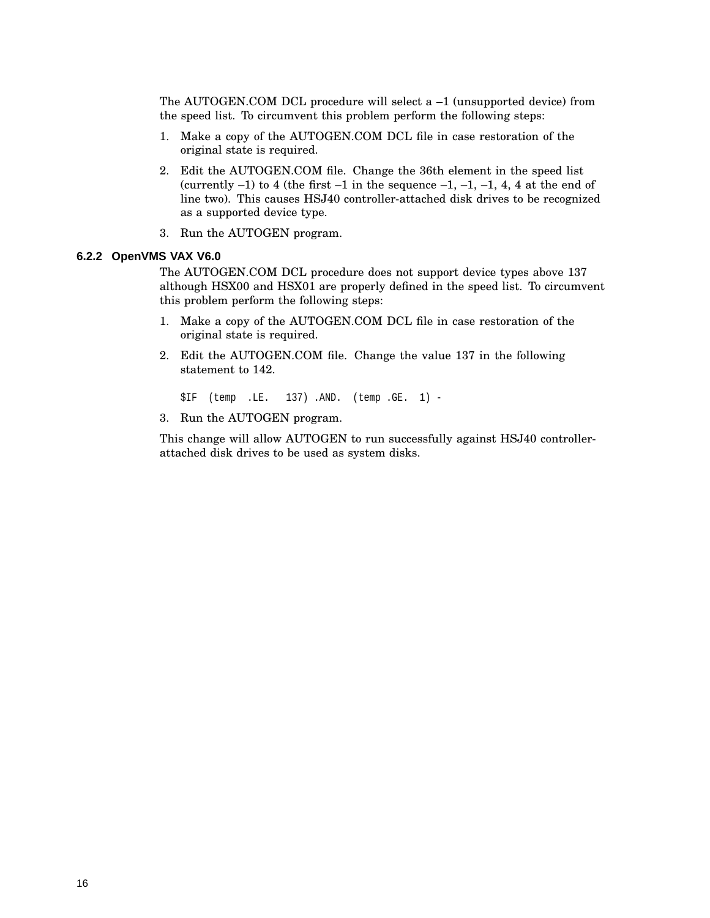The AUTOGEN.COM DCL procedure will select a –1 (unsupported device) from the speed list. To circumvent this problem perform the following steps:

1. Make a copy of the AUTOGEN.COM DCL file in case restoration of the original state is required.
2. Edit the AUTOGEN.COM file. Change the 36th element in the speed list (currently –1) to 4 (the first –1 in the sequence –1, –1, –1, 4, 4 at the end of line two). This causes HSJ40 controller-attached disk drives to be recognized as a supported device type.
3. Run the AUTOGEN program.

### 6.2.2 OpenVMS VAX V6.0

The AUTOGEN.COM DCL procedure does not support device types above 137 although HSX00 and HSX01 are properly defined in the speed list. To circumvent this problem perform the following steps:

1. Make a copy of the AUTOGEN.COM DCL file in case restoration of the original state is required.
2. Edit the AUTOGEN.COM file. Change the value 137 in the following statement to 142.

   ```
   $IF  (temp  .LE.   137) .AND.  (temp .GE.  1) -
   ```

3. Run the AUTOGEN program.

This change will allow AUTOGEN to run successfully against HSJ40 controller-attached disk drives to be used as system disks.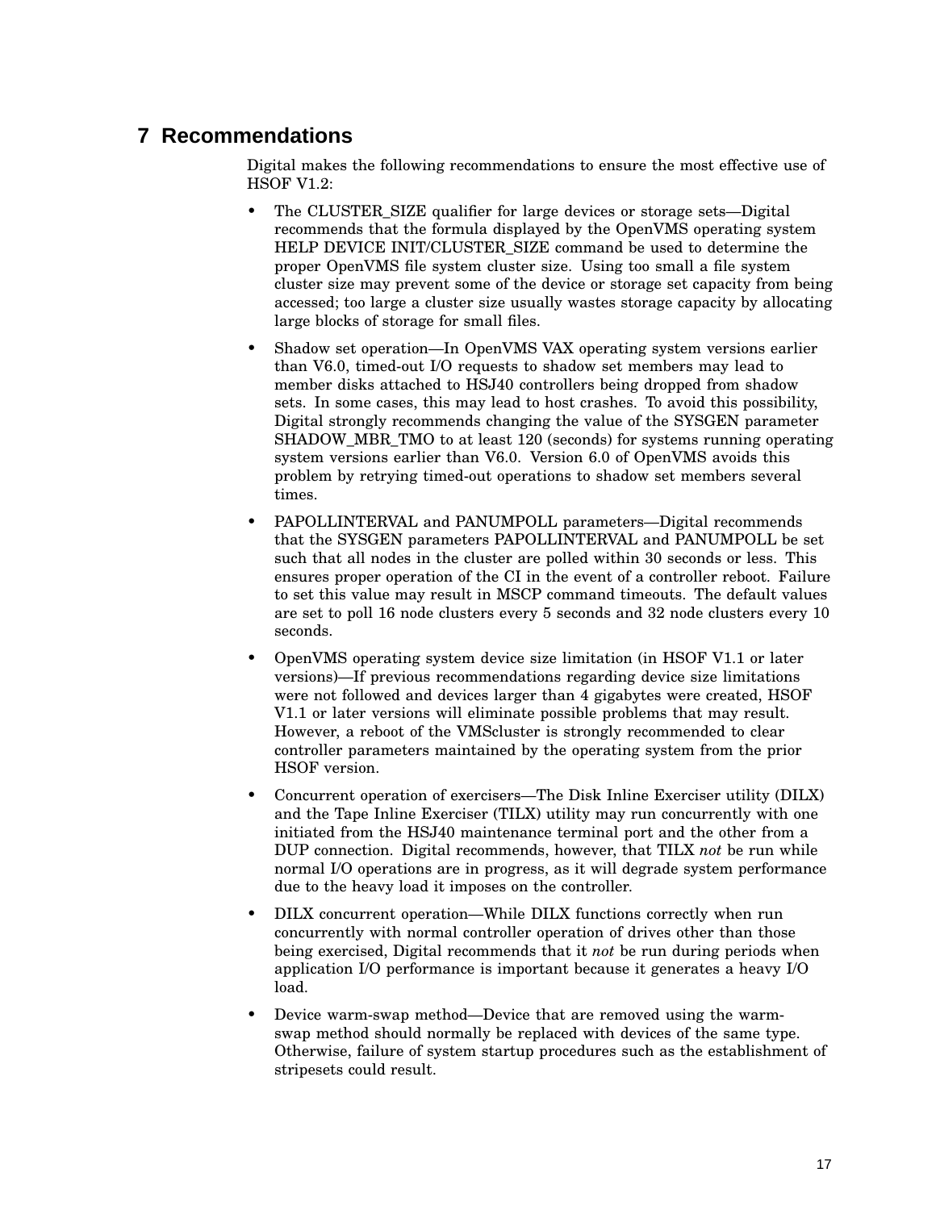# 7 Recommendations

Digital makes the following recommendations to ensure the most effective use of HSOF V1.2:

- The CLUSTER_SIZE qualifier for large devices or storage sets—Digital recommends that the formula displayed by the OpenVMS operating system HELP DEVICE INIT/CLUSTER_SIZE command be used to determine the proper OpenVMS file system cluster size. Using too small a file system cluster size may prevent some of the device or storage set capacity from being accessed; too large a cluster size usually wastes storage capacity by allocating large blocks of storage for small files.
- Shadow set operation—In OpenVMS VAX operating system versions earlier than V6.0, timed-out I/O requests to shadow set members may lead to member disks attached to HSJ40 controllers being dropped from shadow sets. In some cases, this may lead to host crashes. To avoid this possibility, Digital strongly recommends changing the value of the SYSGEN parameter SHADOW_MBR_TMO to at least 120 (seconds) for systems running operating system versions earlier than V6.0. Version 6.0 of OpenVMS avoids this problem by retrying timed-out operations to shadow set members several times.
- PAPOLLINTERVAL and PANUMPOLL parameters—Digital recommends that the SYSGEN parameters PAPOLLINTERVAL and PANUMPOLL be set such that all nodes in the cluster are polled within 30 seconds or less. This ensures proper operation of the CI in the event of a controller reboot. Failure to set this value may result in MSCP command timeouts. The default values are set to poll 16 node clusters every 5 seconds and 32 node clusters every 10 seconds.
- OpenVMS operating system device size limitation (in HSOF V1.1 or later versions)—If previous recommendations regarding device size limitations were not followed and devices larger than 4 gigabytes were created, HSOF V1.1 or later versions will eliminate possible problems that may result. However, a reboot of the VMScluster is strongly recommended to clear controller parameters maintained by the operating system from the prior HSOF version.
- Concurrent operation of exercisers—The Disk Inline Exerciser utility (DILX) and the Tape Inline Exerciser (TILX) utility may run concurrently with one initiated from the HSJ40 maintenance terminal port and the other from a DUP connection. Digital recommends, however, that TILX *not* be run while normal I/O operations are in progress, as it will degrade system performance due to the heavy load it imposes on the controller.
- DILX concurrent operation—While DILX functions correctly when run concurrently with normal controller operation of drives other than those being exercised, Digital recommends that it *not* be run during periods when application I/O performance is important because it generates a heavy I/O load.
- Device warm-swap method—Device that are removed using the warm-swap method should normally be replaced with devices of the same type. Otherwise, failure of system startup procedures such as the establishment of stripesets could result.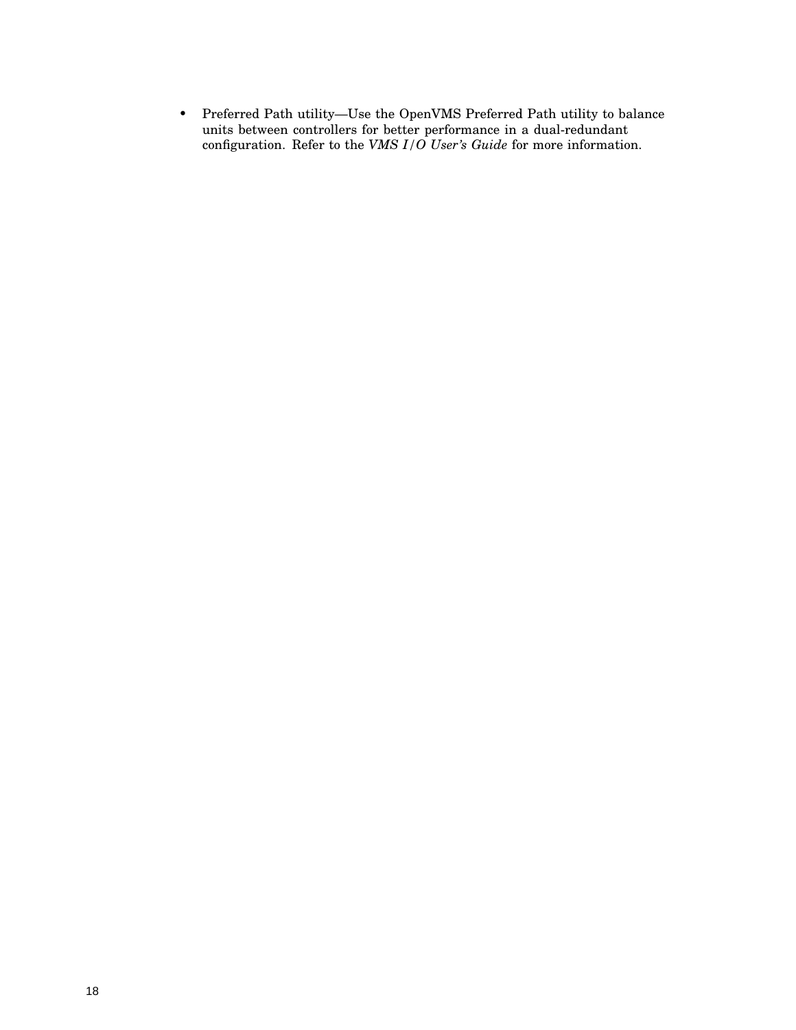- Preferred Path utility—Use the OpenVMS Preferred Path utility to balance units between controllers for better performance in a dual-redundant configuration. Refer to the *VMS I/O User's Guide* for more information.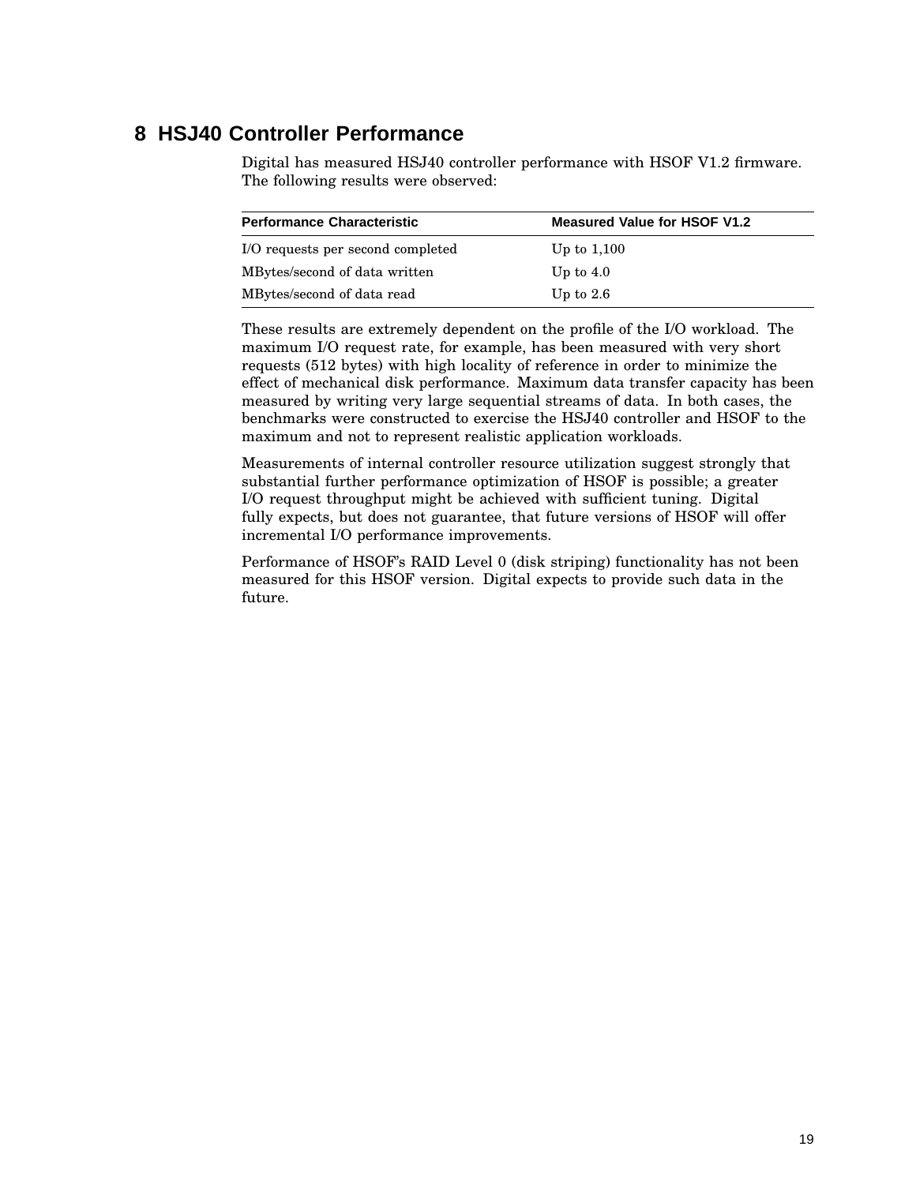## 8 HSJ40 Controller Performance

Digital has measured HSJ40 controller performance with HSOF V1.2 firmware. The following results were observed:

| Performance Characteristic | Measured Value for HSOF V1.2 |
|---|---|
| I/O requests per second completed | Up to 1,100 |
| MBytes/second of data written | Up to 4.0 |
| MBytes/second of data read | Up to 2.6 |

These results are extremely dependent on the profile of the I/O workload. The maximum I/O request rate, for example, has been measured with very short requests (512 bytes) with high locality of reference in order to minimize the effect of mechanical disk performance. Maximum data transfer capacity has been measured by writing very large sequential streams of data. In both cases, the benchmarks were constructed to exercise the HSJ40 controller and HSOF to the maximum and not to represent realistic application workloads.

Measurements of internal controller resource utilization suggest strongly that substantial further performance optimization of HSOF is possible; a greater I/O request throughput might be achieved with sufficient tuning. Digital fully expects, but does not guarantee, that future versions of HSOF will offer incremental I/O performance improvements.

Performance of HSOF's RAID Level 0 (disk striping) functionality has not been measured for this HSOF version. Digital expects to provide such data in the future.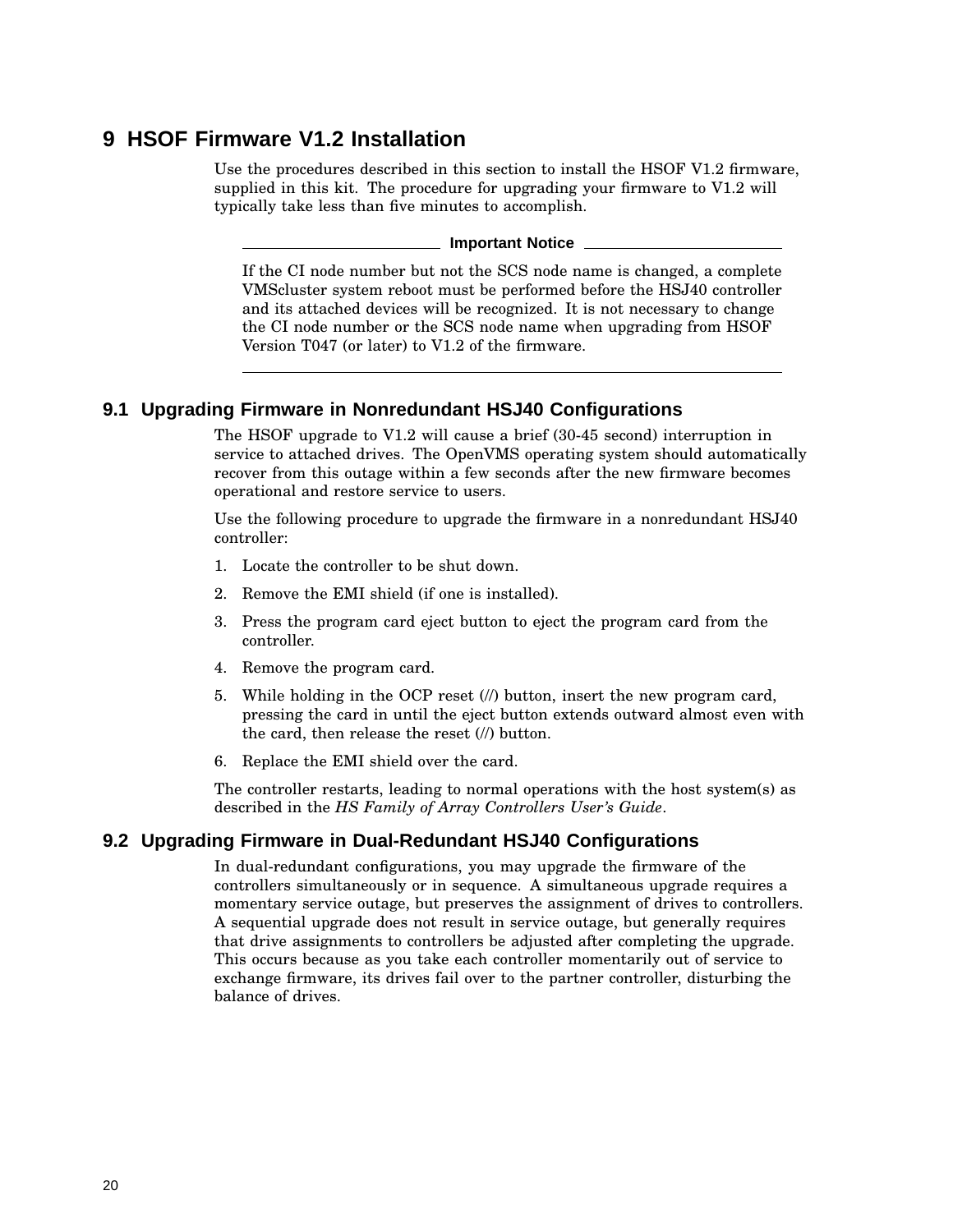# 9 HSOF Firmware V1.2 Installation

Use the procedures described in this section to install the HSOF V1.2 firmware, supplied in this kit. The procedure for upgrading your firmware to V1.2 will typically take less than five minutes to accomplish.

**Important Notice**

If the CI node number but not the SCS node name is changed, a complete VMScluster system reboot must be performed before the HSJ40 controller and its attached devices will be recognized. It is not necessary to change the CI node number or the SCS node name when upgrading from HSOF Version T047 (or later) to V1.2 of the firmware.

## 9.1 Upgrading Firmware in Nonredundant HSJ40 Configurations

The HSOF upgrade to V1.2 will cause a brief (30-45 second) interruption in service to attached drives. The OpenVMS operating system should automatically recover from this outage within a few seconds after the new firmware becomes operational and restore service to users.

Use the following procedure to upgrade the firmware in a nonredundant HSJ40 controller:

1. Locate the controller to be shut down.
2. Remove the EMI shield (if one is installed).
3. Press the program card eject button to eject the program card from the controller.
4. Remove the program card.
5. While holding in the OCP reset (//) button, insert the new program card, pressing the card in until the eject button extends outward almost even with the card, then release the reset (//) button.
6. Replace the EMI shield over the card.

The controller restarts, leading to normal operations with the host system(s) as described in the *HS Family of Array Controllers User's Guide*.

## 9.2 Upgrading Firmware in Dual-Redundant HSJ40 Configurations

In dual-redundant configurations, you may upgrade the firmware of the controllers simultaneously or in sequence. A simultaneous upgrade requires a momentary service outage, but preserves the assignment of drives to controllers. A sequential upgrade does not result in service outage, but generally requires that drive assignments to controllers be adjusted after completing the upgrade. This occurs because as you take each controller momentarily out of service to exchange firmware, its drives fail over to the partner controller, disturbing the balance of drives.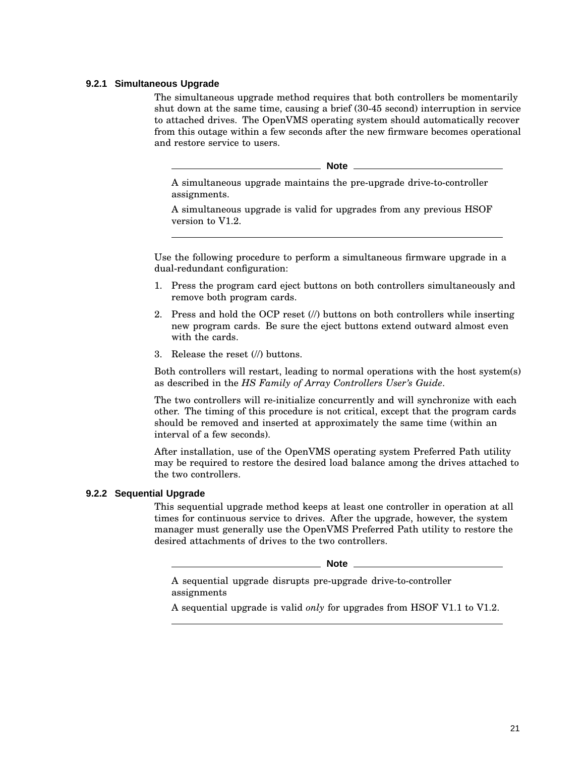### 9.2.1 Simultaneous Upgrade

The simultaneous upgrade method requires that both controllers be momentarily shut down at the same time, causing a brief (30-45 second) interruption in service to attached drives. The OpenVMS operating system should automatically recover from this outage within a few seconds after the new firmware becomes operational and restore service to users.

---

**Note**

A simultaneous upgrade maintains the pre-upgrade drive-to-controller assignments.

A simultaneous upgrade is valid for upgrades from any previous HSOF version to V1.2.

---

Use the following procedure to perform a simultaneous firmware upgrade in a dual-redundant configuration:

1. Press the program card eject buttons on both controllers simultaneously and remove both program cards.
2. Press and hold the OCP reset (//) buttons on both controllers while inserting new program cards. Be sure the eject buttons extend outward almost even with the cards.
3. Release the reset (//) buttons.

Both controllers will restart, leading to normal operations with the host system(s) as described in the *HS Family of Array Controllers User's Guide*.

The two controllers will re-initialize concurrently and will synchronize with each other. The timing of this procedure is not critical, except that the program cards should be removed and inserted at approximately the same time (within an interval of a few seconds).

After installation, use of the OpenVMS operating system Preferred Path utility may be required to restore the desired load balance among the drives attached to the two controllers.

### 9.2.2 Sequential Upgrade

This sequential upgrade method keeps at least one controller in operation at all times for continuous service to drives. After the upgrade, however, the system manager must generally use the OpenVMS Preferred Path utility to restore the desired attachments of drives to the two controllers.

---

**Note**

A sequential upgrade disrupts pre-upgrade drive-to-controller assignments

A sequential upgrade is valid *only* for upgrades from HSOF V1.1 to V1.2.

---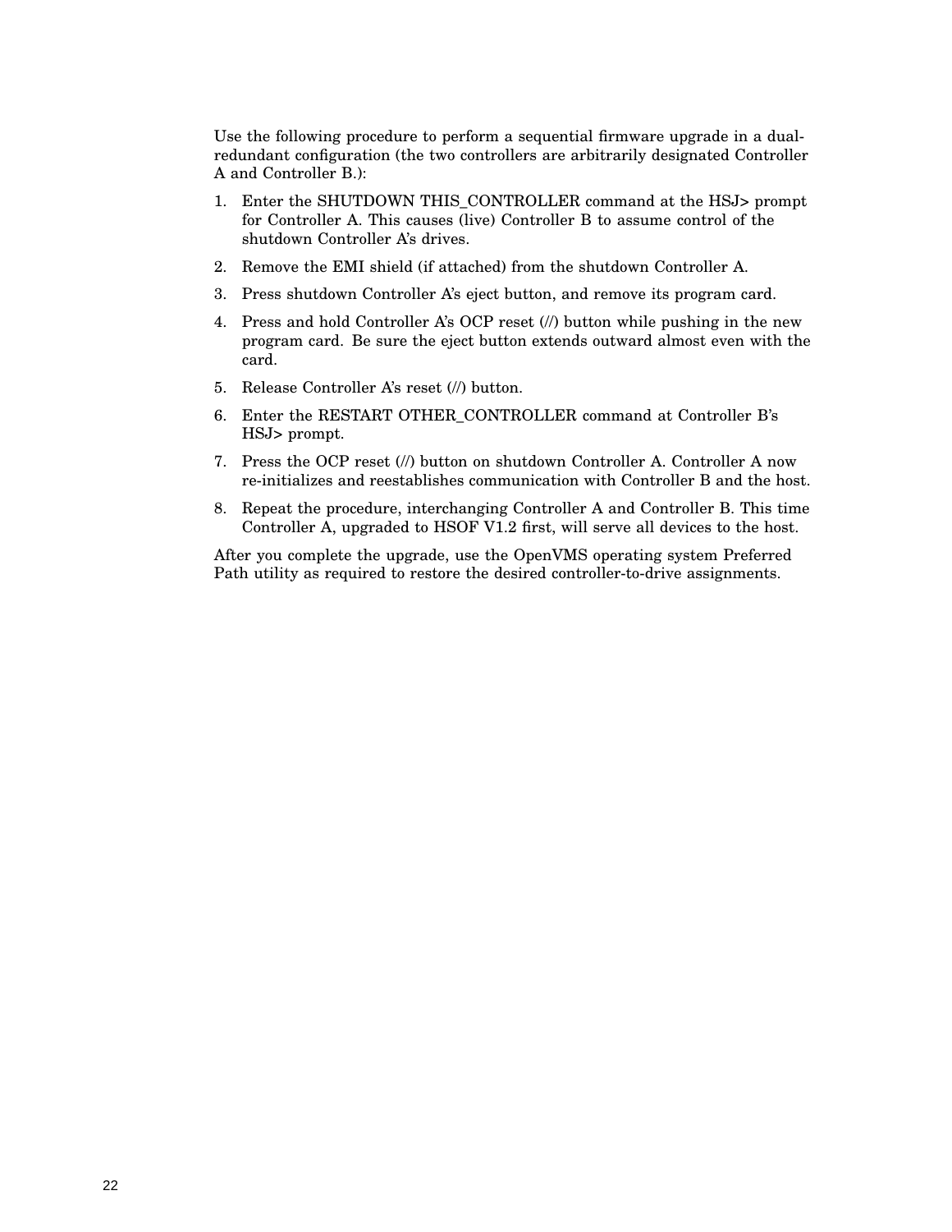Use the following procedure to perform a sequential firmware upgrade in a dual-redundant configuration (the two controllers are arbitrarily designated Controller A and Controller B.):

1. Enter the SHUTDOWN THIS_CONTROLLER command at the HSJ> prompt for Controller A. This causes (live) Controller B to assume control of the shutdown Controller A's drives.
2. Remove the EMI shield (if attached) from the shutdown Controller A.
3. Press shutdown Controller A's eject button, and remove its program card.
4. Press and hold Controller A's OCP reset (//) button while pushing in the new program card. Be sure the eject button extends outward almost even with the card.
5. Release Controller A's reset (//) button.
6. Enter the RESTART OTHER_CONTROLLER command at Controller B's HSJ> prompt.
7. Press the OCP reset (//) button on shutdown Controller A. Controller A now re-initializes and reestablishes communication with Controller B and the host.
8. Repeat the procedure, interchanging Controller A and Controller B. This time Controller A, upgraded to HSOF V1.2 first, will serve all devices to the host.

After you complete the upgrade, use the OpenVMS operating system Preferred Path utility as required to restore the desired controller-to-drive assignments.